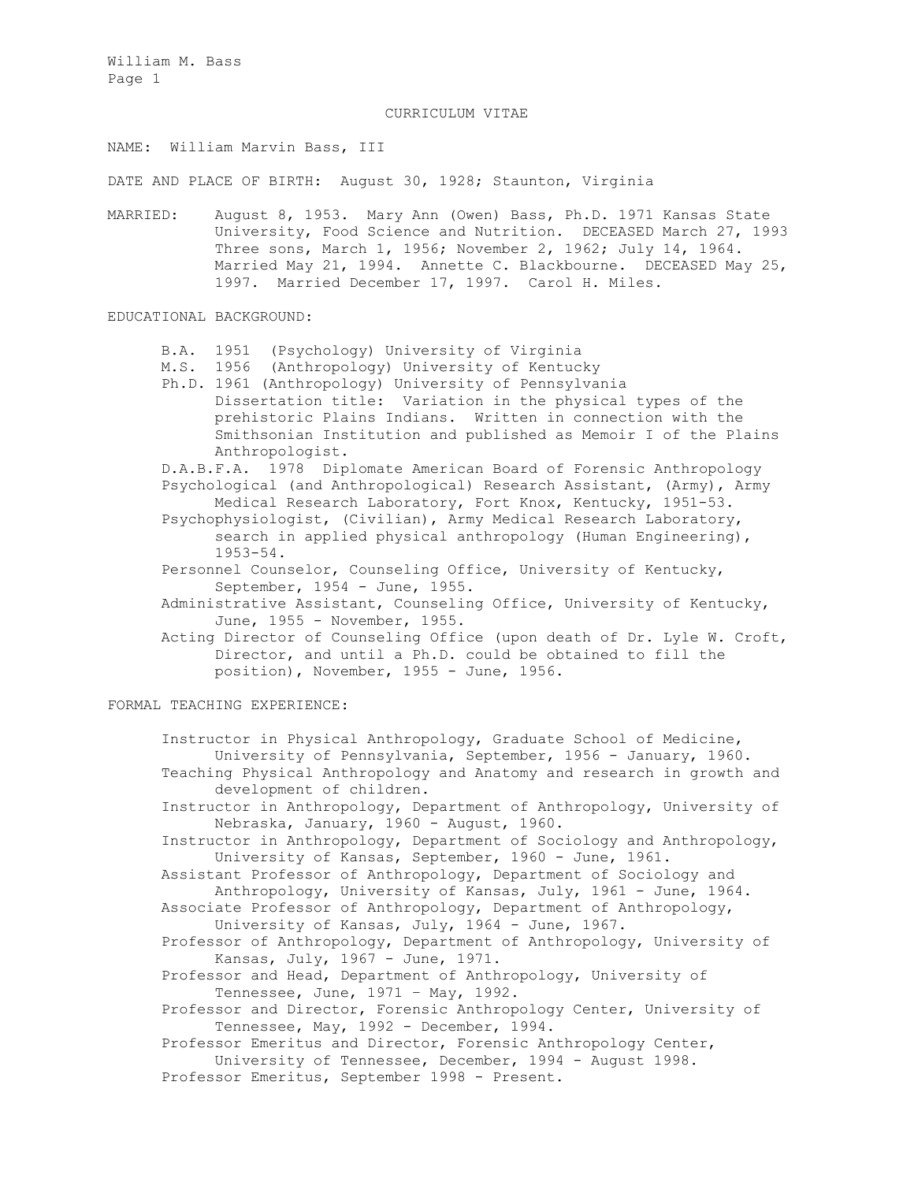# CURRICULUM VITAE

NAME: William Marvin Bass, III

DATE AND PLACE OF BIRTH: August 30, 1928; Staunton, Virginia

MARRIED: August 8, 1953. Mary Ann (Owen) Bass, Ph.D. 1971 Kansas State University, Food Science and Nutrition. DECEASED March 27, 1993 Three sons, March 1, 1956; November 2, 1962; July 14, 1964. Married May 21, 1994. Annette C. Blackbourne. DECEASED May 25, 1997. Married December 17, 1997. Carol H. Miles.

## EDUCATIONAL BACKGROUND:

- B.A. 1951 (Psychology) University of Virginia
- M.S. 1956 (Anthropology) University of Kentucky
- Ph.D. 1961 (Anthropology) University of Pennsylvania
  Dissertation title: Variation in the physical types of the prehistoric Plains Indians. Written in connection with the Smithsonian Institution and published as Memoir I of the Plains Anthropologist.
- D.A.B.F.A. 1978 Diplomate American Board of Forensic Anthropology
- Psychological (and Anthropological) Research Assistant, (Army), Army Medical Research Laboratory, Fort Knox, Kentucky, 1951-53.
- Psychophysiologist, (Civilian), Army Medical Research Laboratory, search in applied physical anthropology (Human Engineering), 1953-54.
- Personnel Counselor, Counseling Office, University of Kentucky, September, 1954 - June, 1955.
- Administrative Assistant, Counseling Office, University of Kentucky, June, 1955 - November, 1955.
- Acting Director of Counseling Office (upon death of Dr. Lyle W. Croft, Director, and until a Ph.D. could be obtained to fill the position), November, 1955 - June, 1956.

## FORMAL TEACHING EXPERIENCE:

- Instructor in Physical Anthropology, Graduate School of Medicine, University of Pennsylvania, September, 1956 - January, 1960.
- Teaching Physical Anthropology and Anatomy and research in growth and development of children.
- Instructor in Anthropology, Department of Anthropology, University of Nebraska, January, 1960 - August, 1960.
- Instructor in Anthropology, Department of Sociology and Anthropology, University of Kansas, September, 1960 - June, 1961.
- Assistant Professor of Anthropology, Department of Sociology and Anthropology, University of Kansas, July, 1961 - June, 1964.
- Associate Professor of Anthropology, Department of Anthropology, University of Kansas, July, 1964 - June, 1967.
- Professor of Anthropology, Department of Anthropology, University of Kansas, July, 1967 - June, 1971.
- Professor and Head, Department of Anthropology, University of Tennessee, June, 1971 – May, 1992.
- Professor and Director, Forensic Anthropology Center, University of Tennessee, May, 1992 - December, 1994.
- Professor Emeritus and Director, Forensic Anthropology Center, University of Tennessee, December, 1994 - August 1998.
- Professor Emeritus, September 1998 - Present.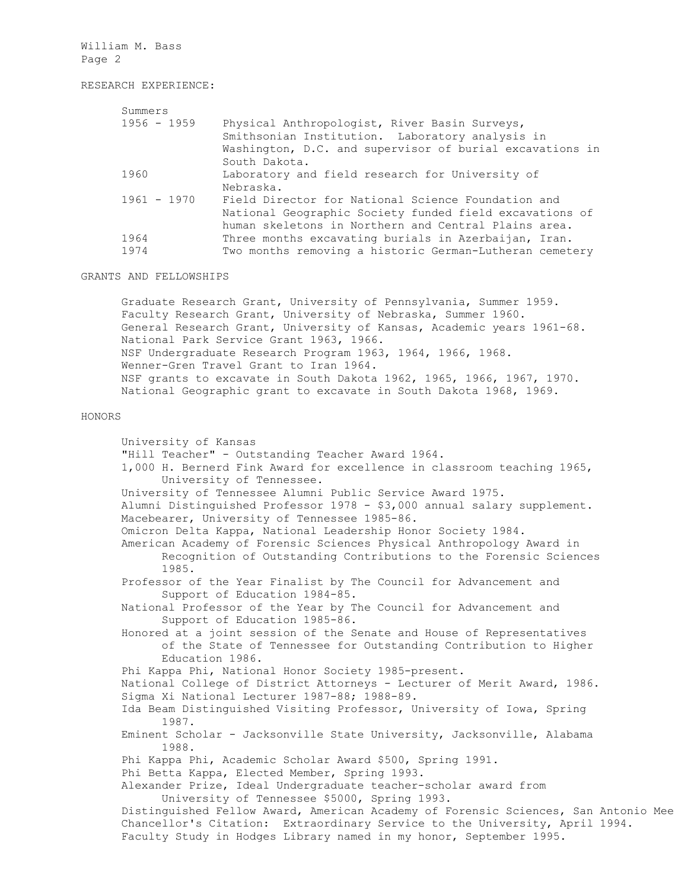## RESEARCH EXPERIENCE:

| Summers | |
|---|---|
| 1956 - 1959 | Physical Anthropologist, River Basin Surveys, Smithsonian Institution. Laboratory analysis in Washington, D.C. and supervisor of burial excavations in South Dakota. |
| 1960 | Laboratory and field research for University of Nebraska. |
| 1961 - 1970 | Field Director for National Science Foundation and National Geographic Society funded field excavations of human skeletons in Northern and Central Plains area. |
| 1964 | Three months excavating burials in Azerbaijan, Iran. |
| 1974 | Two months removing a historic German-Lutheran cemetery |

## GRANTS AND FELLOWSHIPS

Graduate Research Grant, University of Pennsylvania, Summer 1959.
Faculty Research Grant, University of Nebraska, Summer 1960.
General Research Grant, University of Kansas, Academic years 1961-68.
National Park Service Grant 1963, 1966.
NSF Undergraduate Research Program 1963, 1964, 1966, 1968.
Wenner-Gren Travel Grant to Iran 1964.
NSF grants to excavate in South Dakota 1962, 1965, 1966, 1967, 1970.
National Geographic grant to excavate in South Dakota 1968, 1969.

## HONORS

University of Kansas
"Hill Teacher" - Outstanding Teacher Award 1964.
1,000 H. Bernerd Fink Award for excellence in classroom teaching 1965, University of Tennessee.
University of Tennessee Alumni Public Service Award 1975.
Alumni Distinguished Professor 1978 - $3,000 annual salary supplement.
Macebearer, University of Tennessee 1985-86.
Omicron Delta Kappa, National Leadership Honor Society 1984.
American Academy of Forensic Sciences Physical Anthropology Award in Recognition of Outstanding Contributions to the Forensic Sciences 1985.
Professor of the Year Finalist by The Council for Advancement and Support of Education 1984-85.
National Professor of the Year by The Council for Advancement and Support of Education 1985-86.
Honored at a joint session of the Senate and House of Representatives of the State of Tennessee for Outstanding Contribution to Higher Education 1986.
Phi Kappa Phi, National Honor Society 1985-present.
National College of District Attorneys - Lecturer of Merit Award, 1986.
Sigma Xi National Lecturer 1987-88; 1988-89.
Ida Beam Distinguished Visiting Professor, University of Iowa, Spring 1987.
Eminent Scholar - Jacksonville State University, Jacksonville, Alabama 1988.
Phi Kappa Phi, Academic Scholar Award $500, Spring 1991.
Phi Betta Kappa, Elected Member, Spring 1993.
Alexander Prize, Ideal Undergraduate teacher-scholar award from University of Tennessee $5000, Spring 1993.
Distinguished Fellow Award, American Academy of Forensic Sciences, San Antonio Mee
Chancellor's Citation: Extraordinary Service to the University, April 1994.
Faculty Study in Hodges Library named in my honor, September 1995.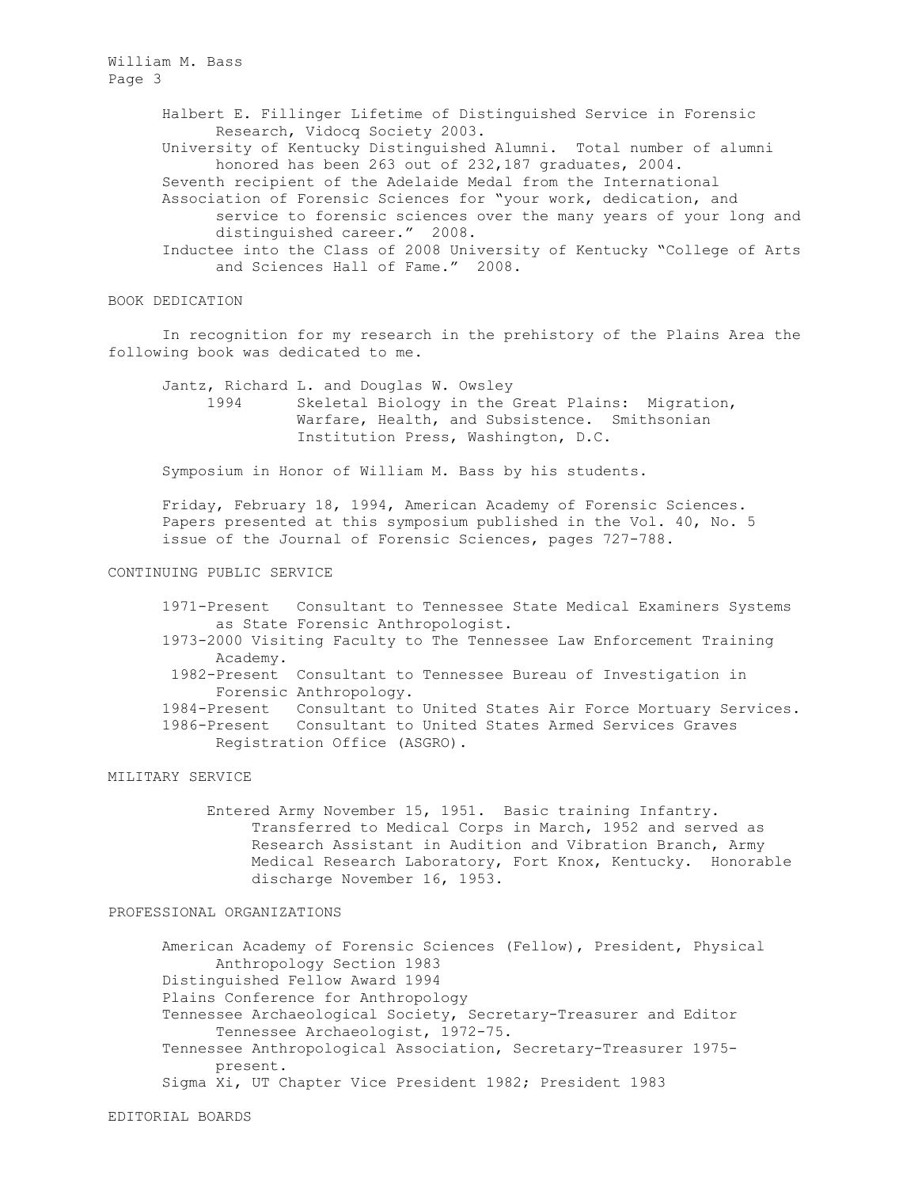Halbert E. Fillinger Lifetime of Distinguished Service in Forensic Research, Vidocq Society 2003.

University of Kentucky Distinguished Alumni. Total number of alumni honored has been 263 out of 232,187 graduates, 2004.

Seventh recipient of the Adelaide Medal from the International Association of Forensic Sciences for "your work, dedication, and service to forensic sciences over the many years of your long and distinguished career." 2008.

Inductee into the Class of 2008 University of Kentucky "College of Arts and Sciences Hall of Fame." 2008.

## BOOK DEDICATION

In recognition for my research in the prehistory of the Plains Area the following book was dedicated to me.

Jantz, Richard L. and Douglas W. Owsley
1994 Skeletal Biology in the Great Plains: Migration, Warfare, Health, and Subsistence. Smithsonian Institution Press, Washington, D.C.

Symposium in Honor of William M. Bass by his students.

Friday, February 18, 1994, American Academy of Forensic Sciences. Papers presented at this symposium published in the Vol. 40, No. 5 issue of the Journal of Forensic Sciences, pages 727-788.

## CONTINUING PUBLIC SERVICE

1971-Present Consultant to Tennessee State Medical Examiners Systems as State Forensic Anthropologist.

1973-2000 Visiting Faculty to The Tennessee Law Enforcement Training Academy.

1982-Present Consultant to Tennessee Bureau of Investigation in Forensic Anthropology.

1984-Present Consultant to United States Air Force Mortuary Services.

1986-Present Consultant to United States Armed Services Graves Registration Office (ASGRO).

## MILITARY SERVICE

Entered Army November 15, 1951. Basic training Infantry. Transferred to Medical Corps in March, 1952 and served as Research Assistant in Audition and Vibration Branch, Army Medical Research Laboratory, Fort Knox, Kentucky. Honorable discharge November 16, 1953.

## PROFESSIONAL ORGANIZATIONS

American Academy of Forensic Sciences (Fellow), President, Physical Anthropology Section 1983

Distinguished Fellow Award 1994

Plains Conference for Anthropology

Tennessee Archaeological Society, Secretary-Treasurer and Editor Tennessee Archaeologist, 1972-75.

Tennessee Anthropological Association, Secretary-Treasurer 1975-present.

Sigma Xi, UT Chapter Vice President 1982; President 1983

## EDITORIAL BOARDS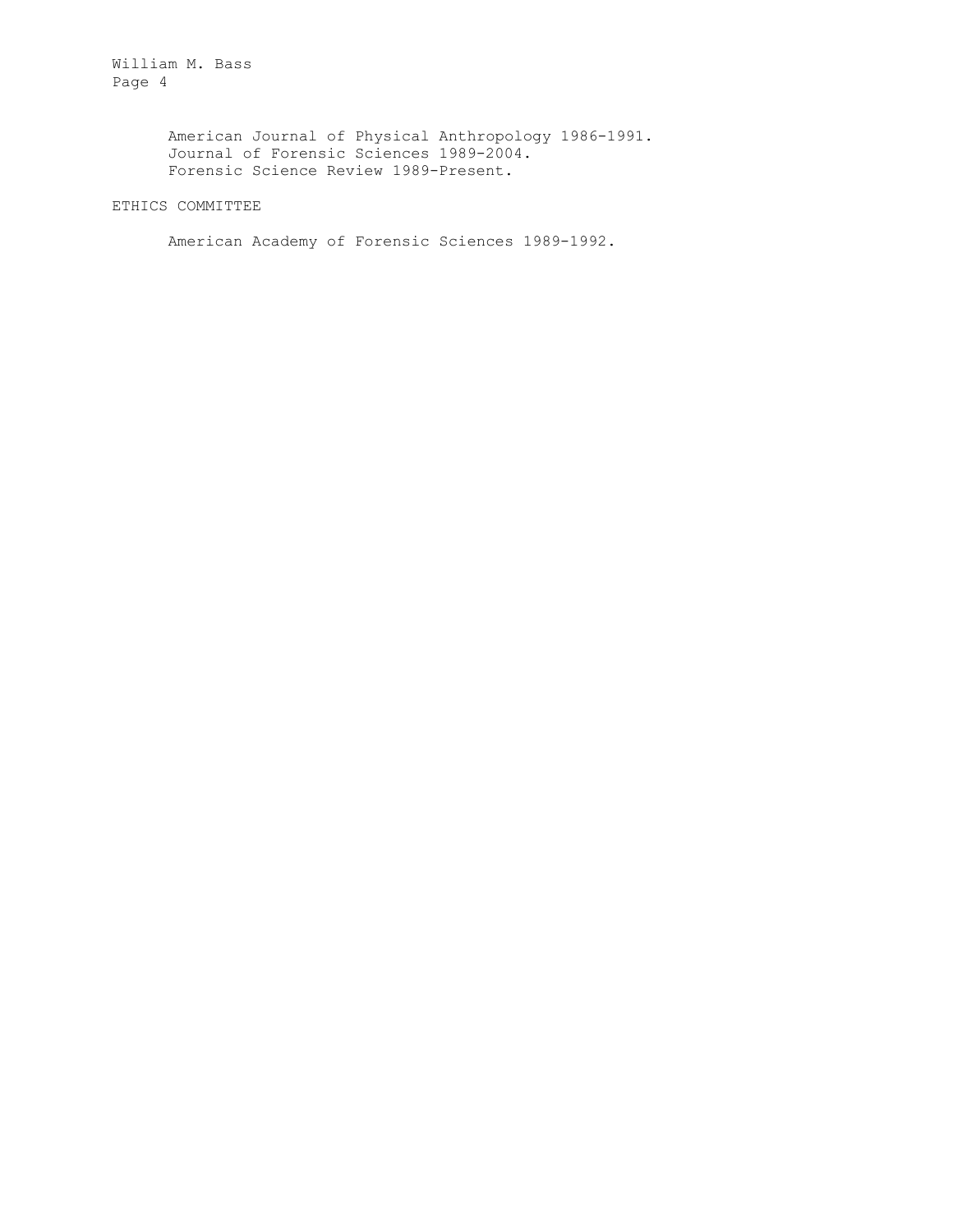American Journal of Physical Anthropology 1986-1991.
Journal of Forensic Sciences 1989-2004.
Forensic Science Review 1989-Present.

## ETHICS COMMITTEE

American Academy of Forensic Sciences 1989-1992.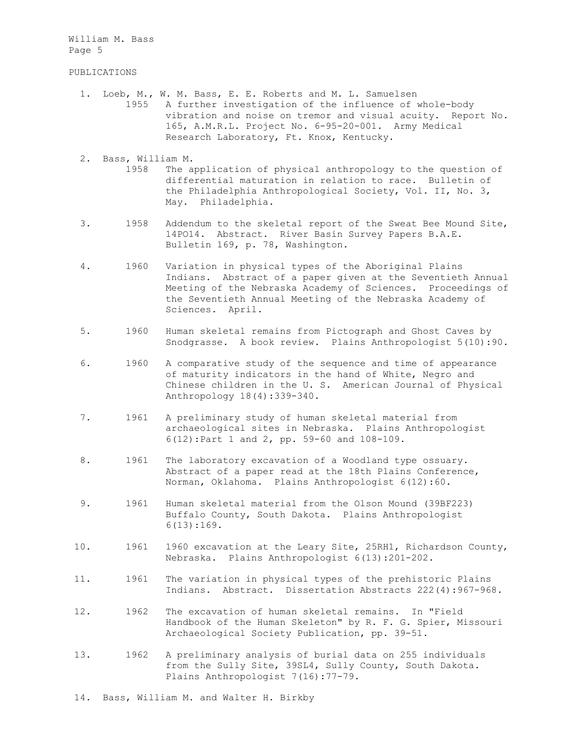PUBLICATIONS

1. Loeb, M., W. M. Bass, E. E. Roberts and M. L. Samuelsen
   1955 A further investigation of the influence of whole-body vibration and noise on tremor and visual acuity. Report No. 165, A.M.R.L. Project No. 6-95-20-001. Army Medical Research Laboratory, Ft. Knox, Kentucky.

2. Bass, William M.
   1958 The application of physical anthropology to the question of differential maturation in relation to race. Bulletin of the Philadelphia Anthropological Society, Vol. II, No. 3, May. Philadelphia.

3. 1958 Addendum to the skeletal report of the Sweat Bee Mound Site, 14PO14. Abstract. River Basin Survey Papers B.A.E. Bulletin 169, p. 78, Washington.

4. 1960 Variation in physical types of the Aboriginal Plains Indians. Abstract of a paper given at the Seventieth Annual Meeting of the Nebraska Academy of Sciences. Proceedings of the Seventieth Annual Meeting of the Nebraska Academy of Sciences. April.

5. 1960 Human skeletal remains from Pictograph and Ghost Caves by Snodgrasse. A book review. Plains Anthropologist 5(10):90.

6. 1960 A comparative study of the sequence and time of appearance of maturity indicators in the hand of White, Negro and Chinese children in the U. S. American Journal of Physical Anthropology 18(4):339-340.

7. 1961 A preliminary study of human skeletal material from archaeological sites in Nebraska. Plains Anthropologist 6(12):Part 1 and 2, pp. 59-60 and 108-109.

8. 1961 The laboratory excavation of a Woodland type ossuary. Abstract of a paper read at the 18th Plains Conference, Norman, Oklahoma. Plains Anthropologist 6(12):60.

9. 1961 Human skeletal material from the Olson Mound (39BF223) Buffalo County, South Dakota. Plains Anthropologist 6(13):169.

10. 1961 1960 excavation at the Leary Site, 25RH1, Richardson County, Nebraska. Plains Anthropologist 6(13):201-202.

11. 1961 The variation in physical types of the prehistoric Plains Indians. Abstract. Dissertation Abstracts 222(4):967-968.

12. 1962 The excavation of human skeletal remains. In "Field Handbook of the Human Skeleton" by R. F. G. Spier, Missouri Archaeological Society Publication, pp. 39-51.

13. 1962 A preliminary analysis of burial data on 255 individuals from the Sully Site, 39SL4, Sully County, South Dakota. Plains Anthropologist 7(16):77-79.

14. Bass, William M. and Walter H. Birkby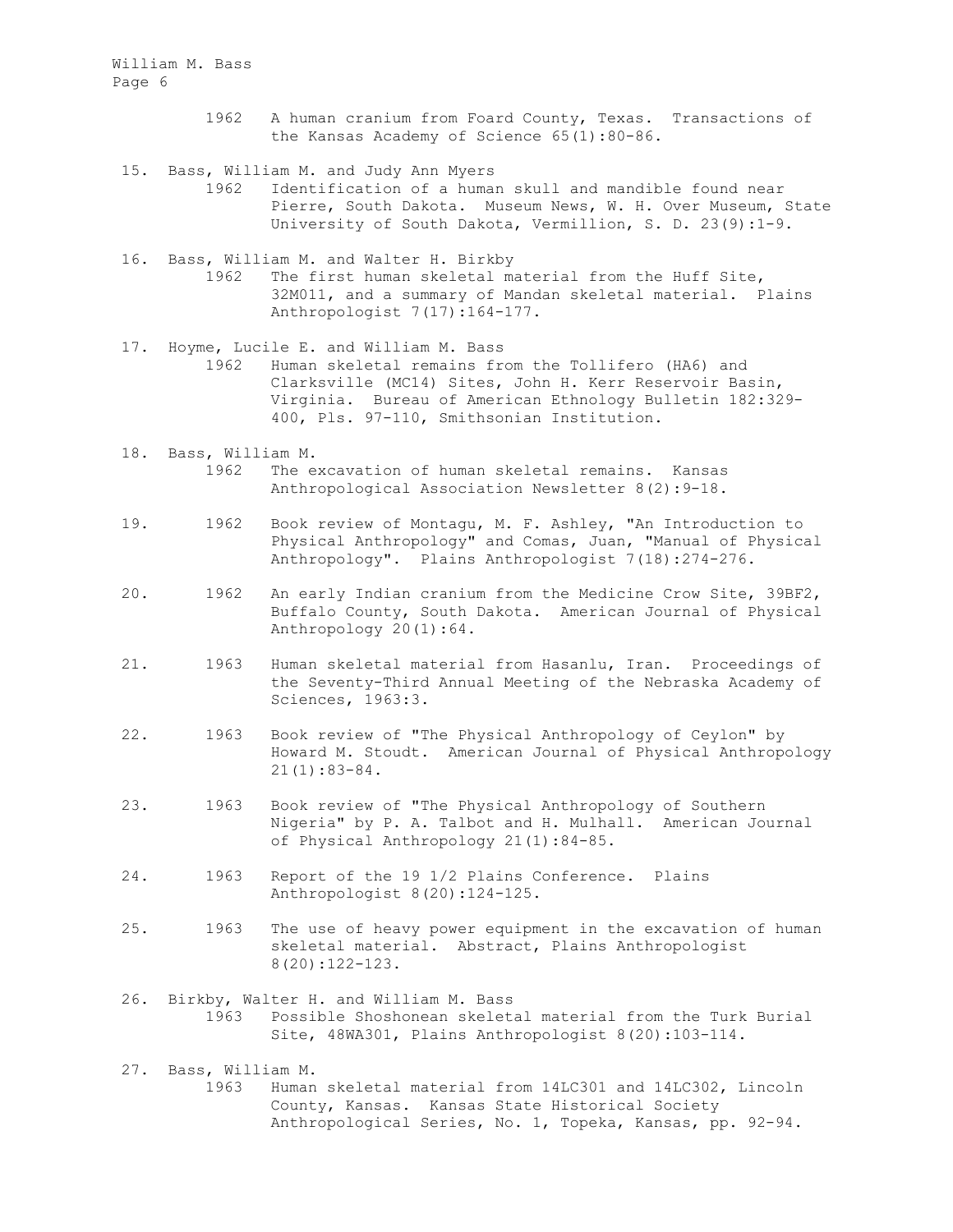1962 A human cranium from Foard County, Texas. Transactions of the Kansas Academy of Science 65(1):80-86.

15. Bass, William M. and Judy Ann Myers
    1962 Identification of a human skull and mandible found near Pierre, South Dakota. Museum News, W. H. Over Museum, State University of South Dakota, Vermillion, S. D. 23(9):1-9.

16. Bass, William M. and Walter H. Birkby
    1962 The first human skeletal material from the Huff Site, 32MO11, and a summary of Mandan skeletal material. Plains Anthropologist 7(17):164-177.

17. Hoyme, Lucile E. and William M. Bass
    1962 Human skeletal remains from the Tollifero (HA6) and Clarksville (MC14) Sites, John H. Kerr Reservoir Basin, Virginia. Bureau of American Ethnology Bulletin 182:329-400, Pls. 97-110, Smithsonian Institution.

18. Bass, William M.
    1962 The excavation of human skeletal remains. Kansas Anthropological Association Newsletter 8(2):9-18.

19. 1962 Book review of Montagu, M. F. Ashley, "An Introduction to Physical Anthropology" and Comas, Juan, "Manual of Physical Anthropology". Plains Anthropologist 7(18):274-276.

20. 1962 An early Indian cranium from the Medicine Crow Site, 39BF2, Buffalo County, South Dakota. American Journal of Physical Anthropology 20(1):64.

21. 1963 Human skeletal material from Hasanlu, Iran. Proceedings of the Seventy-Third Annual Meeting of the Nebraska Academy of Sciences, 1963:3.

22. 1963 Book review of "The Physical Anthropology of Ceylon" by Howard M. Stoudt. American Journal of Physical Anthropology 21(1):83-84.

23. 1963 Book review of "The Physical Anthropology of Southern Nigeria" by P. A. Talbot and H. Mulhall. American Journal of Physical Anthropology 21(1):84-85.

24. 1963 Report of the 19 1/2 Plains Conference. Plains Anthropologist 8(20):124-125.

25. 1963 The use of heavy power equipment in the excavation of human skeletal material. Abstract, Plains Anthropologist 8(20):122-123.

26. Birkby, Walter H. and William M. Bass
    1963 Possible Shoshonean skeletal material from the Turk Burial Site, 48WA301, Plains Anthropologist 8(20):103-114.

27. Bass, William M.
    1963 Human skeletal material from 14LC301 and 14LC302, Lincoln County, Kansas. Kansas State Historical Society Anthropological Series, No. 1, Topeka, Kansas, pp. 92-94.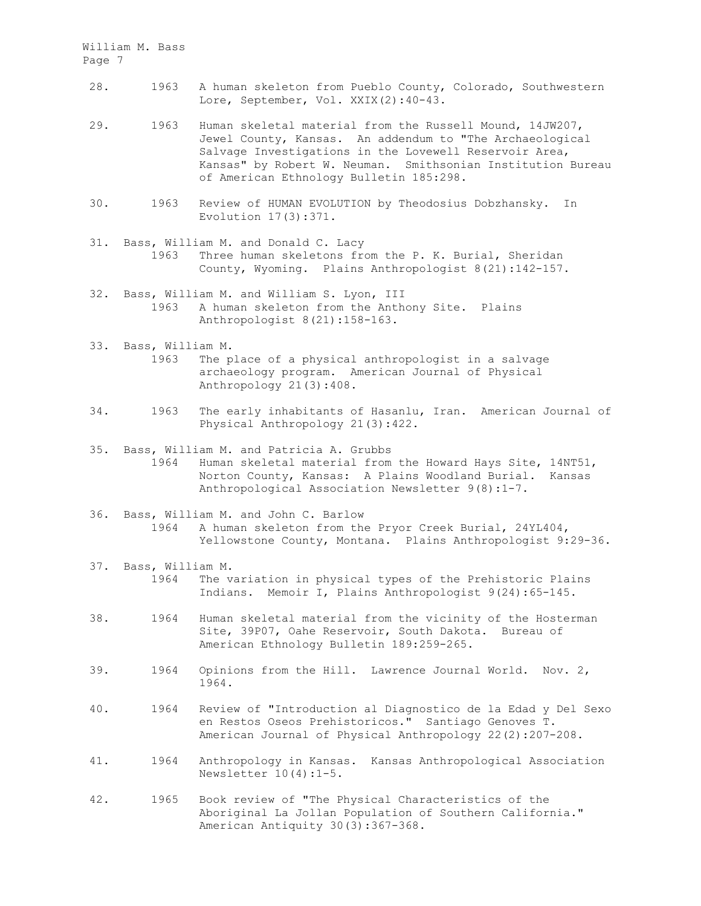28. 1963 A human skeleton from Pueblo County, Colorado, Southwestern Lore, September, Vol. XXIX(2):40-43.

29. 1963 Human skeletal material from the Russell Mound, 14JW207, Jewel County, Kansas. An addendum to "The Archaeological Salvage Investigations in the Lovewell Reservoir Area, Kansas" by Robert W. Neuman. Smithsonian Institution Bureau of American Ethnology Bulletin 185:298.

30. 1963 Review of HUMAN EVOLUTION by Theodosius Dobzhansky. In Evolution 17(3):371.

31. Bass, William M. and Donald C. Lacy
    1963 Three human skeletons from the P. K. Burial, Sheridan County, Wyoming. Plains Anthropologist 8(21):142-157.

32. Bass, William M. and William S. Lyon, III
    1963 A human skeleton from the Anthony Site. Plains Anthropologist 8(21):158-163.

33. Bass, William M.
    1963 The place of a physical anthropologist in a salvage archaeology program. American Journal of Physical Anthropology 21(3):408.

34. 1963 The early inhabitants of Hasanlu, Iran. American Journal of Physical Anthropology 21(3):422.

35. Bass, William M. and Patricia A. Grubbs
    1964 Human skeletal material from the Howard Hays Site, 14NT51, Norton County, Kansas: A Plains Woodland Burial. Kansas Anthropological Association Newsletter 9(8):1-7.

36. Bass, William M. and John C. Barlow
    1964 A human skeleton from the Pryor Creek Burial, 24YL404, Yellowstone County, Montana. Plains Anthropologist 9:29-36.

37. Bass, William M.
    1964 The variation in physical types of the Prehistoric Plains Indians. Memoir I, Plains Anthropologist 9(24):65-145.

38. 1964 Human skeletal material from the vicinity of the Hosterman Site, 39P07, Oahe Reservoir, South Dakota. Bureau of American Ethnology Bulletin 189:259-265.

39. 1964 Opinions from the Hill. Lawrence Journal World. Nov. 2, 1964.

40. 1964 Review of "Introduction al Diagnostico de la Edad y Del Sexo en Restos Oseos Prehistoricos." Santiago Genoves T. American Journal of Physical Anthropology 22(2):207-208.

41. 1964 Anthropology in Kansas. Kansas Anthropological Association Newsletter 10(4):1-5.

42. 1965 Book review of "The Physical Characteristics of the Aboriginal La Jollan Population of Southern California." American Antiquity 30(3):367-368.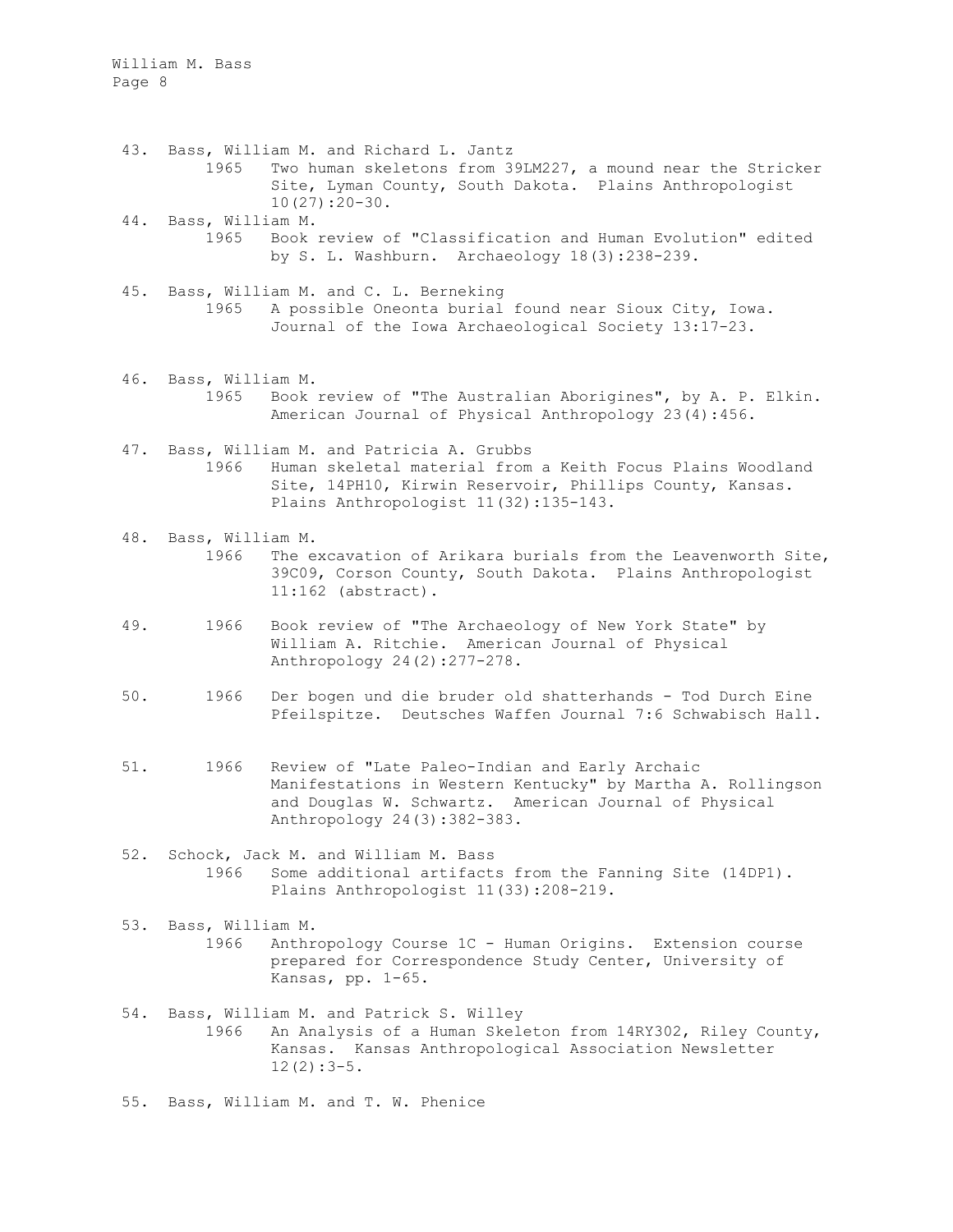43. Bass, William M. and Richard L. Jantz
    1965 Two human skeletons from 39LM227, a mound near the Stricker Site, Lyman County, South Dakota. Plains Anthropologist 10(27):20-30.

44. Bass, William M.
    1965 Book review of "Classification and Human Evolution" edited by S. L. Washburn. Archaeology 18(3):238-239.

45. Bass, William M. and C. L. Berneking
    1965 A possible Oneonta burial found near Sioux City, Iowa. Journal of the Iowa Archaeological Society 13:17-23.

46. Bass, William M.
    1965 Book review of "The Australian Aborigines", by A. P. Elkin. American Journal of Physical Anthropology 23(4):456.

47. Bass, William M. and Patricia A. Grubbs
    1966 Human skeletal material from a Keith Focus Plains Woodland Site, 14PH10, Kirwin Reservoir, Phillips County, Kansas. Plains Anthropologist 11(32):135-143.

48. Bass, William M.
    1966 The excavation of Arikara burials from the Leavenworth Site, 39C09, Corson County, South Dakota. Plains Anthropologist 11:162 (abstract).

49. 1966 Book review of "The Archaeology of New York State" by William A. Ritchie. American Journal of Physical Anthropology 24(2):277-278.

50. 1966 Der bogen und die bruder old shatterhands - Tod Durch Eine Pfeilspitze. Deutsches Waffen Journal 7:6 Schwabisch Hall.

51. 1966 Review of "Late Paleo-Indian and Early Archaic Manifestations in Western Kentucky" by Martha A. Rollingson and Douglas W. Schwartz. American Journal of Physical Anthropology 24(3):382-383.

52. Schock, Jack M. and William M. Bass
    1966 Some additional artifacts from the Fanning Site (14DP1). Plains Anthropologist 11(33):208-219.

53. Bass, William M.
    1966 Anthropology Course 1C - Human Origins. Extension course prepared for Correspondence Study Center, University of Kansas, pp. 1-65.

54. Bass, William M. and Patrick S. Willey
    1966 An Analysis of a Human Skeleton from 14RY302, Riley County, Kansas. Kansas Anthropological Association Newsletter 12(2):3-5.

55. Bass, William M. and T. W. Phenice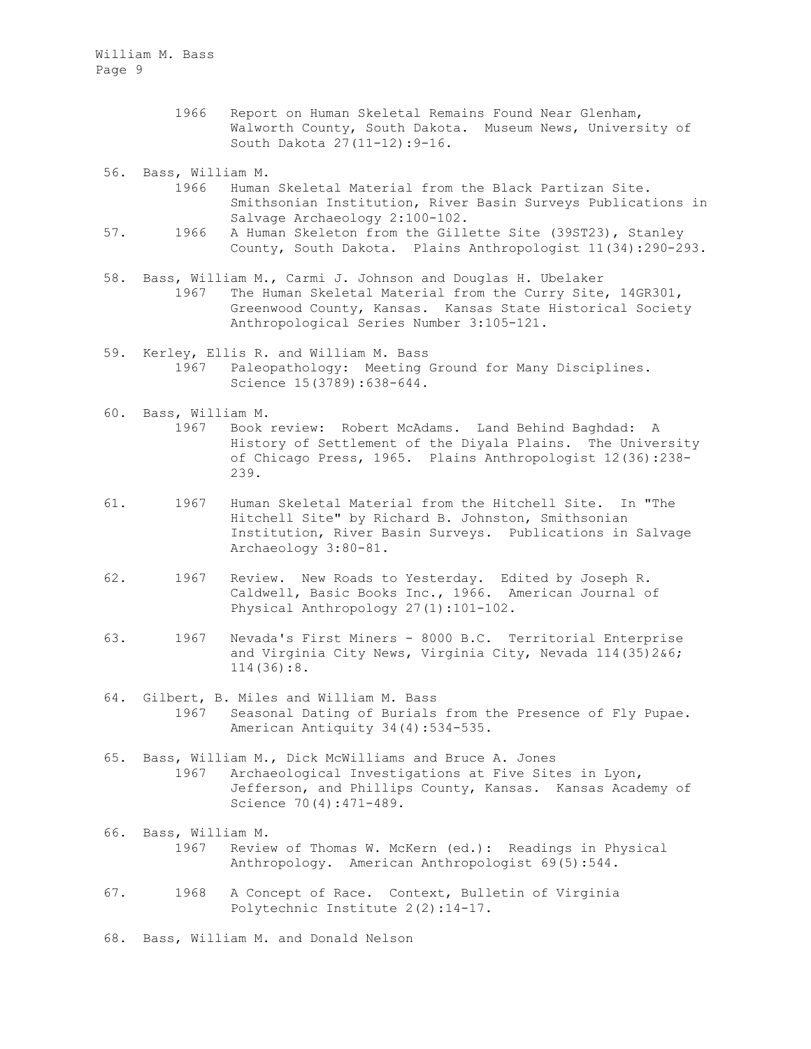1966 Report on Human Skeletal Remains Found Near Glenham, Walworth County, South Dakota. Museum News, University of South Dakota 27(11-12):9-16.

56. Bass, William M.
    1966 Human Skeletal Material from the Black Partizan Site. Smithsonian Institution, River Basin Surveys Publications in Salvage Archaeology 2:100-102.

57. 1966 A Human Skeleton from the Gillette Site (39ST23), Stanley County, South Dakota. Plains Anthropologist 11(34):290-293.

58. Bass, William M., Carmi J. Johnson and Douglas H. Ubelaker
    1967 The Human Skeletal Material from the Curry Site, 14GR301, Greenwood County, Kansas. Kansas State Historical Society Anthropological Series Number 3:105-121.

59. Kerley, Ellis R. and William M. Bass
    1967 Paleopathology: Meeting Ground for Many Disciplines. Science 15(3789):638-644.

60. Bass, William M.
    1967 Book review: Robert McAdams. Land Behind Baghdad: A History of Settlement of the Diyala Plains. The University of Chicago Press, 1965. Plains Anthropologist 12(36):238-239.

61. 1967 Human Skeletal Material from the Hitchell Site. In "The Hitchell Site" by Richard B. Johnston, Smithsonian Institution, River Basin Surveys. Publications in Salvage Archaeology 3:80-81.

62. 1967 Review. New Roads to Yesterday. Edited by Joseph R. Caldwell, Basic Books Inc., 1966. American Journal of Physical Anthropology 27(1):101-102.

63. 1967 Nevada's First Miners - 8000 B.C. Territorial Enterprise and Virginia City News, Virginia City, Nevada 114(35)2&6; 114(36):8.

64. Gilbert, B. Miles and William M. Bass
    1967 Seasonal Dating of Burials from the Presence of Fly Pupae. American Antiquity 34(4):534-535.

65. Bass, William M., Dick McWilliams and Bruce A. Jones
    1967 Archaeological Investigations at Five Sites in Lyon, Jefferson, and Phillips County, Kansas. Kansas Academy of Science 70(4):471-489.

66. Bass, William M.
    1967 Review of Thomas W. McKern (ed.): Readings in Physical Anthropology. American Anthropologist 69(5):544.

67. 1968 A Concept of Race. Context, Bulletin of Virginia Polytechnic Institute 2(2):14-17.

68. Bass, William M. and Donald Nelson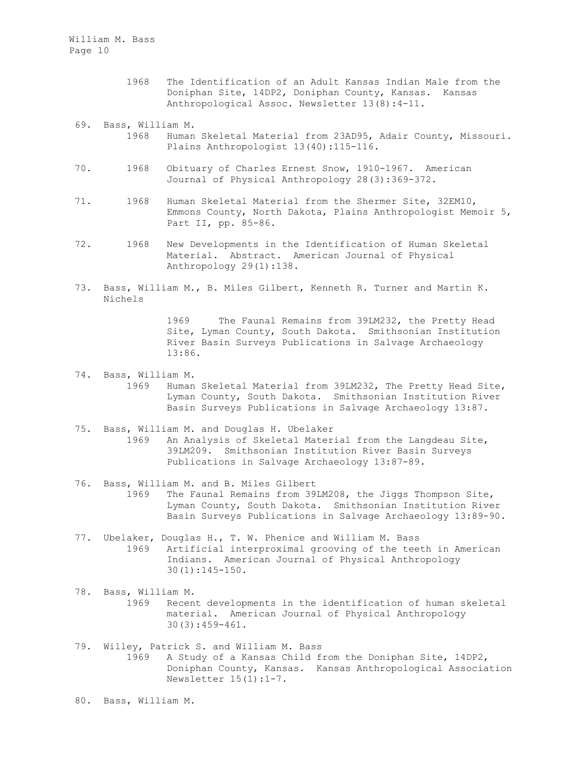1968 The Identification of an Adult Kansas Indian Male from the Doniphan Site, 14DP2, Doniphan County, Kansas. Kansas Anthropological Assoc. Newsletter 13(8):4-11.

69. Bass, William M.
    1968 Human Skeletal Material from 23AD95, Adair County, Missouri. Plains Anthropologist 13(40):115-116.

70. 1968 Obituary of Charles Ernest Snow, 1910-1967. American Journal of Physical Anthropology 28(3):369-372.

71. 1968 Human Skeletal Material from the Shermer Site, 32EM10, Emmons County, North Dakota, Plains Anthropologist Memoir 5, Part II, pp. 85-86.

72. 1968 New Developments in the Identification of Human Skeletal Material. Abstract. American Journal of Physical Anthropology 29(1):138.

73. Bass, William M., B. Miles Gilbert, Kenneth R. Turner and Martin K. Nichels
    1969 The Faunal Remains from 39LM232, the Pretty Head Site, Lyman County, South Dakota. Smithsonian Institution River Basin Surveys Publications in Salvage Archaeology 13:86.

74. Bass, William M.
    1969 Human Skeletal Material from 39LM232, The Pretty Head Site, Lyman County, South Dakota. Smithsonian Institution River Basin Surveys Publications in Salvage Archaeology 13:87.

75. Bass, William M. and Douglas H. Ubelaker
    1969 An Analysis of Skeletal Material from the Langdeau Site, 39LM209. Smithsonian Institution River Basin Surveys Publications in Salvage Archaeology 13:87-89.

76. Bass, William M. and B. Miles Gilbert
    1969 The Faunal Remains from 39LM208, the Jiggs Thompson Site, Lyman County, South Dakota. Smithsonian Institution River Basin Surveys Publications in Salvage Archaeology 13:89-90.

77. Ubelaker, Douglas H., T. W. Phenice and William M. Bass
    1969 Artificial interproximal grooving of the teeth in American Indians. American Journal of Physical Anthropology 30(1):145-150.

78. Bass, William M.
    1969 Recent developments in the identification of human skeletal material. American Journal of Physical Anthropology 30(3):459-461.

79. Willey, Patrick S. and William M. Bass
    1969 A Study of a Kansas Child from the Doniphan Site, 14DP2, Doniphan County, Kansas. Kansas Anthropological Association Newsletter 15(1):1-7.

80. Bass, William M.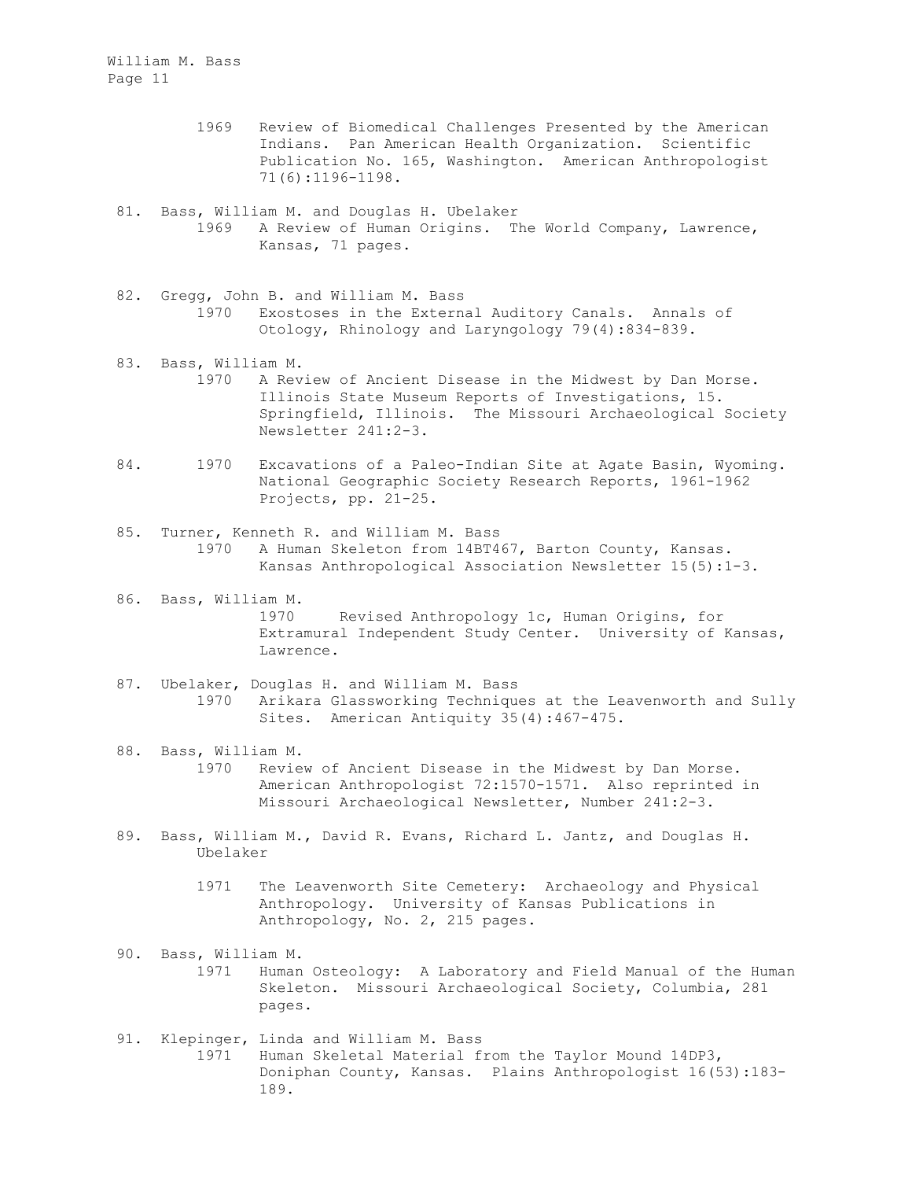1969 Review of Biomedical Challenges Presented by the American Indians. Pan American Health Organization. Scientific Publication No. 165, Washington. American Anthropologist 71(6):1196-1198.

81. Bass, William M. and Douglas H. Ubelaker
    1969 A Review of Human Origins. The World Company, Lawrence, Kansas, 71 pages.

82. Gregg, John B. and William M. Bass
    1970 Exostoses in the External Auditory Canals. Annals of Otology, Rhinology and Laryngology 79(4):834-839.

83. Bass, William M.
    1970 A Review of Ancient Disease in the Midwest by Dan Morse. Illinois State Museum Reports of Investigations, 15. Springfield, Illinois. The Missouri Archaeological Society Newsletter 241:2-3.

84. 1970 Excavations of a Paleo-Indian Site at Agate Basin, Wyoming. National Geographic Society Research Reports, 1961-1962 Projects, pp. 21-25.

85. Turner, Kenneth R. and William M. Bass
    1970 A Human Skeleton from 14BT467, Barton County, Kansas. Kansas Anthropological Association Newsletter 15(5):1-3.

86. Bass, William M.
    1970 Revised Anthropology 1c, Human Origins, for Extramural Independent Study Center. University of Kansas, Lawrence.

87. Ubelaker, Douglas H. and William M. Bass
    1970 Arikara Glassworking Techniques at the Leavenworth and Sully Sites. American Antiquity 35(4):467-475.

88. Bass, William M.
    1970 Review of Ancient Disease in the Midwest by Dan Morse. American Anthropologist 72:1570-1571. Also reprinted in Missouri Archaeological Newsletter, Number 241:2-3.

89. Bass, William M., David R. Evans, Richard L. Jantz, and Douglas H. Ubelaker
    1971 The Leavenworth Site Cemetery: Archaeology and Physical Anthropology. University of Kansas Publications in Anthropology, No. 2, 215 pages.

90. Bass, William M.
    1971 Human Osteology: A Laboratory and Field Manual of the Human Skeleton. Missouri Archaeological Society, Columbia, 281 pages.

91. Klepinger, Linda and William M. Bass
    1971 Human Skeletal Material from the Taylor Mound 14DP3, Doniphan County, Kansas. Plains Anthropologist 16(53):183-189.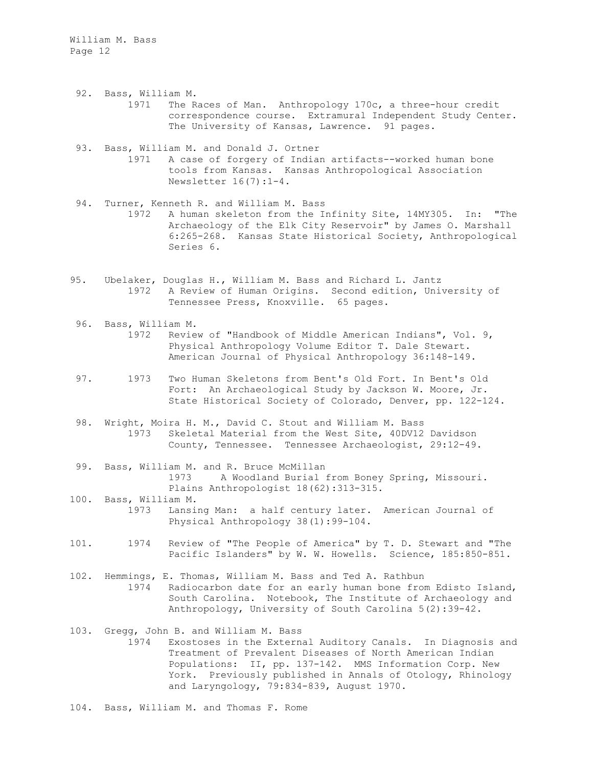92. Bass, William M.
    1971 The Races of Man. Anthropology 170c, a three-hour credit correspondence course. Extramural Independent Study Center. The University of Kansas, Lawrence. 91 pages.

93. Bass, William M. and Donald J. Ortner
    1971 A case of forgery of Indian artifacts--worked human bone tools from Kansas. Kansas Anthropological Association Newsletter 16(7):1-4.

94. Turner, Kenneth R. and William M. Bass
    1972 A human skeleton from the Infinity Site, 14MY305. In: "The Archaeology of the Elk City Reservoir" by James O. Marshall 6:265-268. Kansas State Historical Society, Anthropological Series 6.

95. Ubelaker, Douglas H., William M. Bass and Richard L. Jantz
    1972 A Review of Human Origins. Second edition, University of Tennessee Press, Knoxville. 65 pages.

96. Bass, William M.
    1972 Review of "Handbook of Middle American Indians", Vol. 9, Physical Anthropology Volume Editor T. Dale Stewart. American Journal of Physical Anthropology 36:148-149.

97. 1973 Two Human Skeletons from Bent's Old Fort. In Bent's Old Fort: An Archaeological Study by Jackson W. Moore, Jr. State Historical Society of Colorado, Denver, pp. 122-124.

98. Wright, Moira H. M., David C. Stout and William M. Bass
    1973 Skeletal Material from the West Site, 40DV12 Davidson County, Tennessee. Tennessee Archaeologist, 29:12-49.

99. Bass, William M. and R. Bruce McMillan
    1973 A Woodland Burial from Boney Spring, Missouri. Plains Anthropologist 18(62):313-315.

100. Bass, William M.
    1973 Lansing Man: a half century later. American Journal of Physical Anthropology 38(1):99-104.

101. 1974 Review of "The People of America" by T. D. Stewart and "The Pacific Islanders" by W. W. Howells. Science, 185:850-851.

102. Hemmings, E. Thomas, William M. Bass and Ted A. Rathbun
    1974 Radiocarbon date for an early human bone from Edisto Island, South Carolina. Notebook, The Institute of Archaeology and Anthropology, University of South Carolina 5(2):39-42.

103. Gregg, John B. and William M. Bass
    1974 Exostoses in the External Auditory Canals. In Diagnosis and Treatment of Prevalent Diseases of North American Indian Populations: II, pp. 137-142. MMS Information Corp. New York. Previously published in Annals of Otology, Rhinology and Laryngology, 79:834-839, August 1970.

104. Bass, William M. and Thomas F. Rome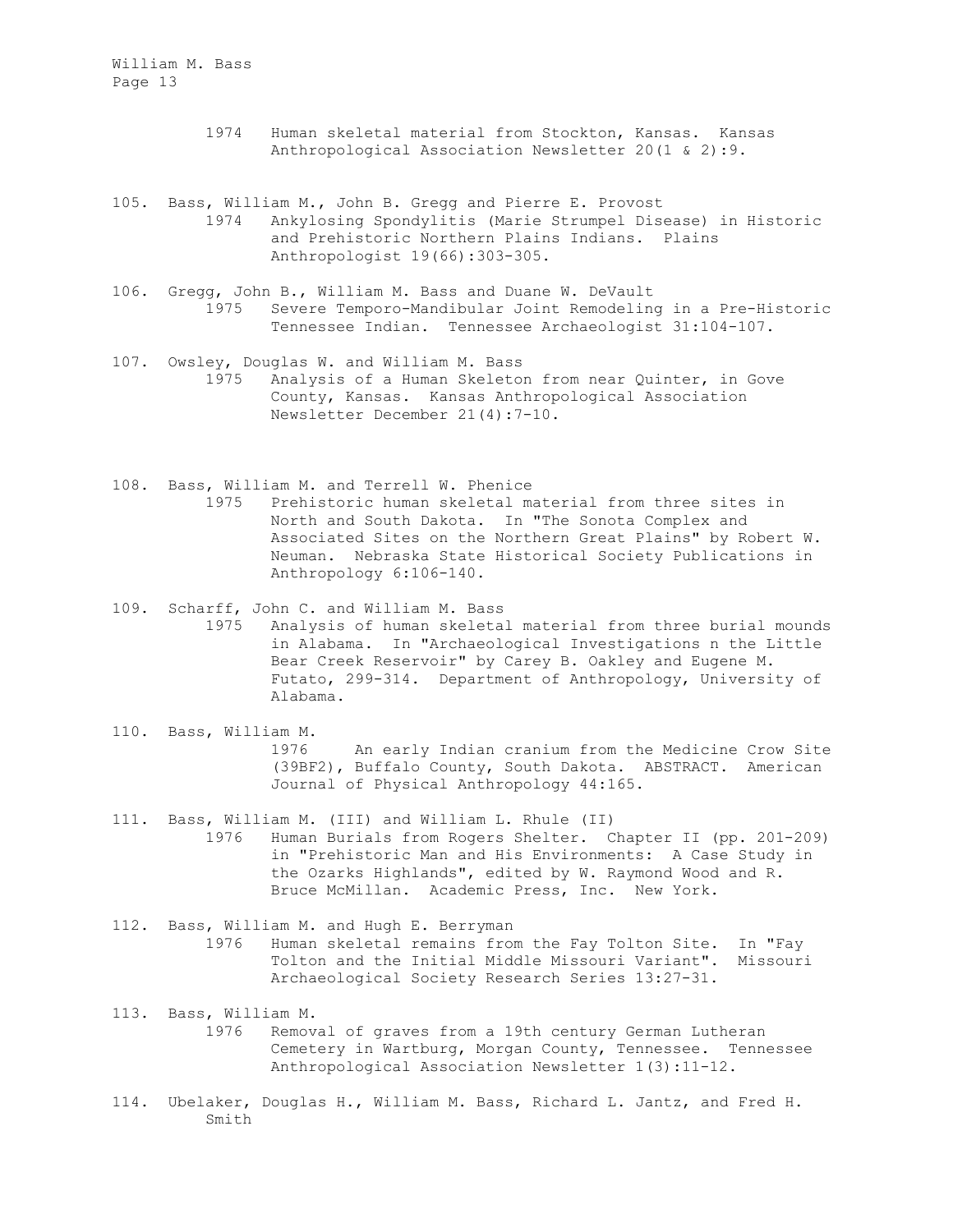1974 Human skeletal material from Stockton, Kansas. Kansas Anthropological Association Newsletter 20(1 & 2):9.

105. Bass, William M., John B. Gregg and Pierre E. Provost
     1974 Ankylosing Spondylitis (Marie Strumpel Disease) in Historic and Prehistoric Northern Plains Indians. Plains Anthropologist 19(66):303-305.

106. Gregg, John B., William M. Bass and Duane W. DeVault
     1975 Severe Temporo-Mandibular Joint Remodeling in a Pre-Historic Tennessee Indian. Tennessee Archaeologist 31:104-107.

107. Owsley, Douglas W. and William M. Bass
     1975 Analysis of a Human Skeleton from near Quinter, in Gove County, Kansas. Kansas Anthropological Association Newsletter December 21(4):7-10.

108. Bass, William M. and Terrell W. Phenice
     1975 Prehistoric human skeletal material from three sites in North and South Dakota. In "The Sonota Complex and Associated Sites on the Northern Great Plains" by Robert W. Neuman. Nebraska State Historical Society Publications in Anthropology 6:106-140.

109. Scharff, John C. and William M. Bass
     1975 Analysis of human skeletal material from three burial mounds in Alabama. In "Archaeological Investigations n the Little Bear Creek Reservoir" by Carey B. Oakley and Eugene M. Futato, 299-314. Department of Anthropology, University of Alabama.

110. Bass, William M.
     1976 An early Indian cranium from the Medicine Crow Site (39BF2), Buffalo County, South Dakota. ABSTRACT. American Journal of Physical Anthropology 44:165.

111. Bass, William M. (III) and William L. Rhule (II)
     1976 Human Burials from Rogers Shelter. Chapter II (pp. 201-209) in "Prehistoric Man and His Environments: A Case Study in the Ozarks Highlands", edited by W. Raymond Wood and R. Bruce McMillan. Academic Press, Inc. New York.

112. Bass, William M. and Hugh E. Berryman
     1976 Human skeletal remains from the Fay Tolton Site. In "Fay Tolton and the Initial Middle Missouri Variant". Missouri Archaeological Society Research Series 13:27-31.

113. Bass, William M.
     1976 Removal of graves from a 19th century German Lutheran Cemetery in Wartburg, Morgan County, Tennessee. Tennessee Anthropological Association Newsletter 1(3):11-12.

114. Ubelaker, Douglas H., William M. Bass, Richard L. Jantz, and Fred H. Smith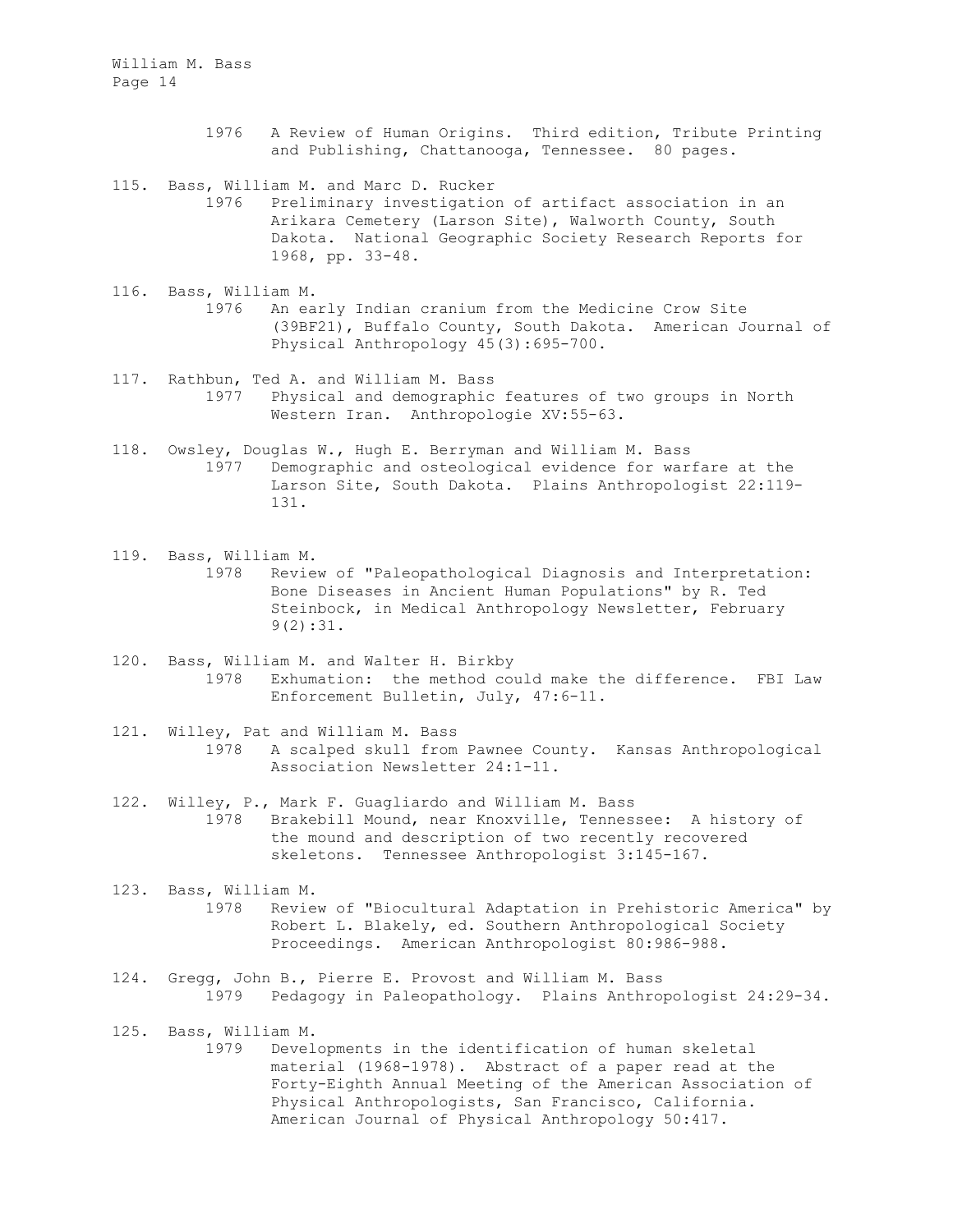1976 A Review of Human Origins. Third edition, Tribute Printing and Publishing, Chattanooga, Tennessee. 80 pages.

115. Bass, William M. and Marc D. Rucker
 1976 Preliminary investigation of artifact association in an Arikara Cemetery (Larson Site), Walworth County, South Dakota. National Geographic Society Research Reports for 1968, pp. 33-48.

116. Bass, William M.
 1976 An early Indian cranium from the Medicine Crow Site (39BF21), Buffalo County, South Dakota. American Journal of Physical Anthropology 45(3):695-700.

117. Rathbun, Ted A. and William M. Bass
 1977 Physical and demographic features of two groups in North Western Iran. Anthropologie XV:55-63.

118. Owsley, Douglas W., Hugh E. Berryman and William M. Bass
 1977 Demographic and osteological evidence for warfare at the Larson Site, South Dakota. Plains Anthropologist 22:119-131.

119. Bass, William M.
 1978 Review of "Paleopathological Diagnosis and Interpretation: Bone Diseases in Ancient Human Populations" by R. Ted Steinbock, in Medical Anthropology Newsletter, February 9(2):31.

120. Bass, William M. and Walter H. Birkby
 1978 Exhumation: the method could make the difference. FBI Law Enforcement Bulletin, July, 47:6-11.

121. Willey, Pat and William M. Bass
 1978 A scalped skull from Pawnee County. Kansas Anthropological Association Newsletter 24:1-11.

122. Willey, P., Mark F. Guagliardo and William M. Bass
 1978 Brakebill Mound, near Knoxville, Tennessee: A history of the mound and description of two recently recovered skeletons. Tennessee Anthropologist 3:145-167.

123. Bass, William M.
 1978 Review of "Biocultural Adaptation in Prehistoric America" by Robert L. Blakely, ed. Southern Anthropological Society Proceedings. American Anthropologist 80:986-988.

124. Gregg, John B., Pierre E. Provost and William M. Bass
 1979 Pedagogy in Paleopathology. Plains Anthropologist 24:29-34.

125. Bass, William M.
 1979 Developments in the identification of human skeletal material (1968-1978). Abstract of a paper read at the Forty-Eighth Annual Meeting of the American Association of Physical Anthropologists, San Francisco, California. American Journal of Physical Anthropology 50:417.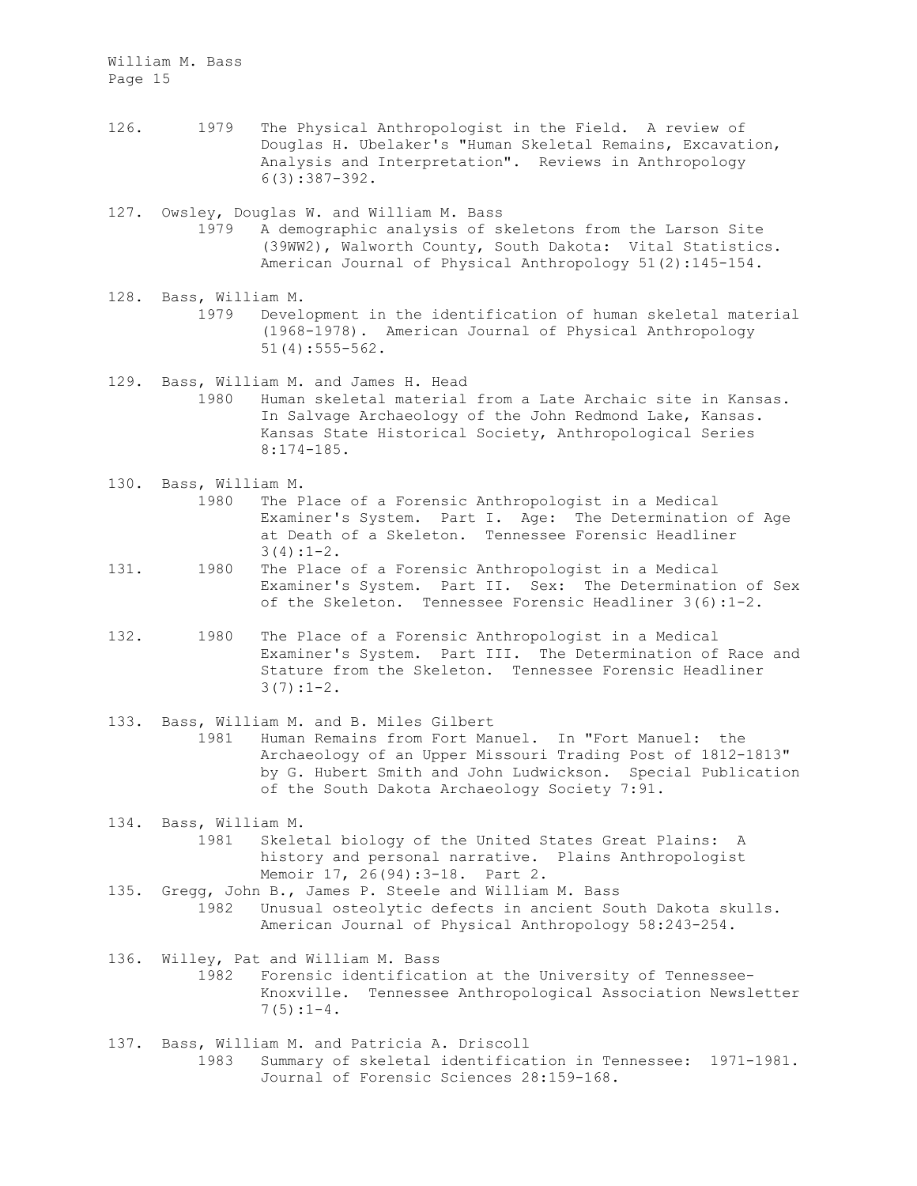126. 1979 The Physical Anthropologist in the Field. A review of Douglas H. Ubelaker's "Human Skeletal Remains, Excavation, Analysis and Interpretation". Reviews in Anthropology 6(3):387-392.

127. Owsley, Douglas W. and William M. Bass
1979 A demographic analysis of skeletons from the Larson Site (39WW2), Walworth County, South Dakota: Vital Statistics. American Journal of Physical Anthropology 51(2):145-154.

128. Bass, William M.
1979 Development in the identification of human skeletal material (1968-1978). American Journal of Physical Anthropology 51(4):555-562.

129. Bass, William M. and James H. Head
1980 Human skeletal material from a Late Archaic site in Kansas. In Salvage Archaeology of the John Redmond Lake, Kansas. Kansas State Historical Society, Anthropological Series 8:174-185.

130. Bass, William M.
1980 The Place of a Forensic Anthropologist in a Medical Examiner's System. Part I. Age: The Determination of Age at Death of a Skeleton. Tennessee Forensic Headliner 3(4):1-2.

131. 1980 The Place of a Forensic Anthropologist in a Medical Examiner's System. Part II. Sex: The Determination of Sex of the Skeleton. Tennessee Forensic Headliner 3(6):1-2.

132. 1980 The Place of a Forensic Anthropologist in a Medical Examiner's System. Part III. The Determination of Race and Stature from the Skeleton. Tennessee Forensic Headliner 3(7):1-2.

133. Bass, William M. and B. Miles Gilbert
1981 Human Remains from Fort Manuel. In "Fort Manuel: the Archaeology of an Upper Missouri Trading Post of 1812-1813" by G. Hubert Smith and John Ludwickson. Special Publication of the South Dakota Archaeology Society 7:91.

134. Bass, William M.
1981 Skeletal biology of the United States Great Plains: A history and personal narrative. Plains Anthropologist Memoir 17, 26(94):3-18. Part 2.

135. Gregg, John B., James P. Steele and William M. Bass
1982 Unusual osteolytic defects in ancient South Dakota skulls. American Journal of Physical Anthropology 58:243-254.

136. Willey, Pat and William M. Bass
1982 Forensic identification at the University of Tennessee-Knoxville. Tennessee Anthropological Association Newsletter 7(5):1-4.

137. Bass, William M. and Patricia A. Driscoll
1983 Summary of skeletal identification in Tennessee: 1971-1981. Journal of Forensic Sciences 28:159-168.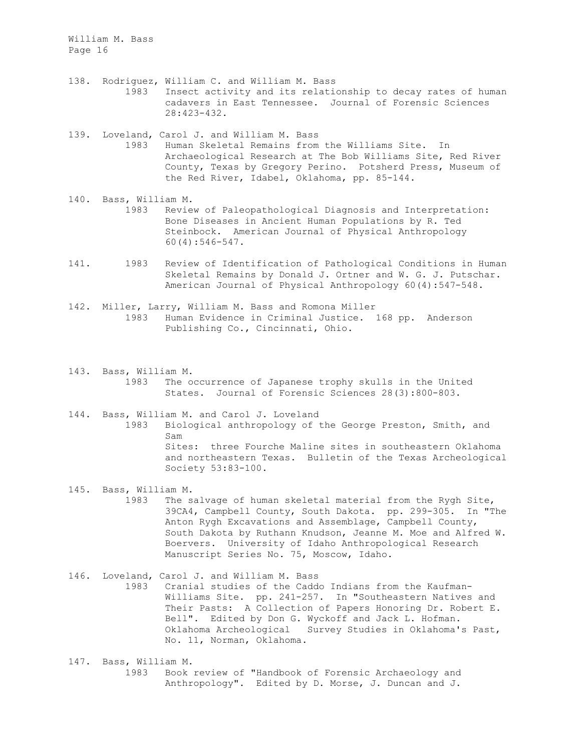138. Rodriguez, William C. and William M. Bass
     1983 Insect activity and its relationship to decay rates of human cadavers in East Tennessee. Journal of Forensic Sciences 28:423-432.

139. Loveland, Carol J. and William M. Bass
     1983 Human Skeletal Remains from the Williams Site. In Archaeological Research at The Bob Williams Site, Red River County, Texas by Gregory Perino. Potsherd Press, Museum of the Red River, Idabel, Oklahoma, pp. 85-144.

140. Bass, William M.
     1983 Review of Paleopathological Diagnosis and Interpretation: Bone Diseases in Ancient Human Populations by R. Ted Steinbock. American Journal of Physical Anthropology 60(4):546-547.

141. 1983 Review of Identification of Pathological Conditions in Human Skeletal Remains by Donald J. Ortner and W. G. J. Putschar. American Journal of Physical Anthropology 60(4):547-548.

142. Miller, Larry, William M. Bass and Romona Miller
     1983 Human Evidence in Criminal Justice. 168 pp. Anderson Publishing Co., Cincinnati, Ohio.

143. Bass, William M.
     1983 The occurrence of Japanese trophy skulls in the United States. Journal of Forensic Sciences 28(3):800-803.

144. Bass, William M. and Carol J. Loveland
     1983 Biological anthropology of the George Preston, Smith, and Sam
     Sites: three Fourche Maline sites in southeastern Oklahoma and northeastern Texas. Bulletin of the Texas Archeological Society 53:83-100.

145. Bass, William M.
     1983 The salvage of human skeletal material from the Rygh Site, 39CA4, Campbell County, South Dakota. pp. 299-305. In "The Anton Rygh Excavations and Assemblage, Campbell County, South Dakota by Ruthann Knudson, Jeanne M. Moe and Alfred W. Boervers. University of Idaho Anthropological Research Manuscript Series No. 75, Moscow, Idaho.

146. Loveland, Carol J. and William M. Bass
     1983 Cranial studies of the Caddo Indians from the Kaufman-Williams Site. pp. 241-257. In "Southeastern Natives and Their Pasts: A Collection of Papers Honoring Dr. Robert E. Bell". Edited by Don G. Wyckoff and Jack L. Hofman. Oklahoma Archeological Survey Studies in Oklahoma's Past, No. 11, Norman, Oklahoma.

147. Bass, William M.
     1983 Book review of "Handbook of Forensic Archaeology and Anthropology". Edited by D. Morse, J. Duncan and J.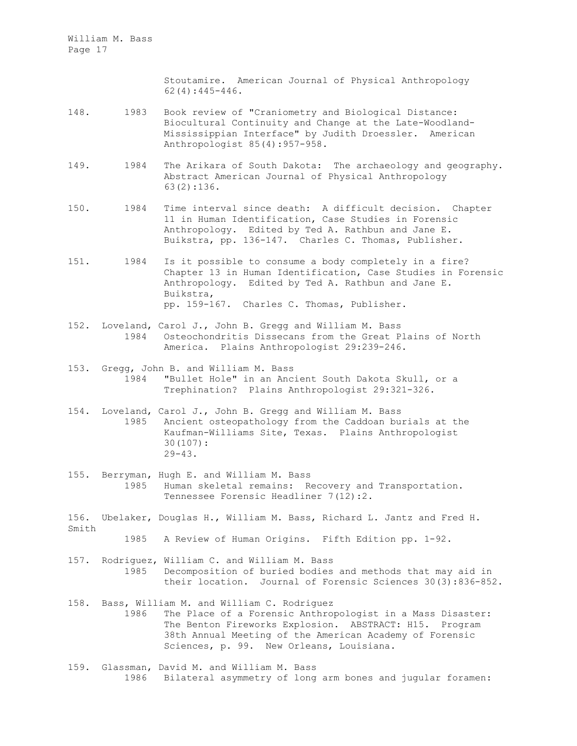Stoutamire. American Journal of Physical Anthropology 62(4):445-446.

148. 1983 Book review of "Craniometry and Biological Distance: Biocultural Continuity and Change at the Late-Woodland-Mississippian Interface" by Judith Droessler. American Anthropologist 85(4):957-958.

149. 1984 The Arikara of South Dakota: The archaeology and geography. Abstract American Journal of Physical Anthropology 63(2):136.

150. 1984 Time interval since death: A difficult decision. Chapter 11 in Human Identification, Case Studies in Forensic Anthropology. Edited by Ted A. Rathbun and Jane E. Buikstra, pp. 136-147. Charles C. Thomas, Publisher.

151. 1984 Is it possible to consume a body completely in a fire? Chapter 13 in Human Identification, Case Studies in Forensic Anthropology. Edited by Ted A. Rathbun and Jane E. Buikstra, pp. 159-167. Charles C. Thomas, Publisher.

152. Loveland, Carol J., John B. Gregg and William M. Bass
1984 Osteochondritis Dissecans from the Great Plains of North America. Plains Anthropologist 29:239-246.

153. Gregg, John B. and William M. Bass
1984 "Bullet Hole" in an Ancient South Dakota Skull, or a Trephination? Plains Anthropologist 29:321-326.

154. Loveland, Carol J., John B. Gregg and William M. Bass
1985 Ancient osteopathology from the Caddoan burials at the Kaufman-Williams Site, Texas. Plains Anthropologist 30(107): 29-43.

155. Berryman, Hugh E. and William M. Bass
1985 Human skeletal remains: Recovery and Transportation. Tennessee Forensic Headliner 7(12):2.

156. Ubelaker, Douglas H., William M. Bass, Richard L. Jantz and Fred H. Smith
1985 A Review of Human Origins. Fifth Edition pp. 1-92.

157. Rodriguez, William C. and William M. Bass
1985 Decomposition of buried bodies and methods that may aid in their location. Journal of Forensic Sciences 30(3):836-852.

158. Bass, William M. and William C. Rodriguez
1986 The Place of a Forensic Anthropologist in a Mass Disaster: The Benton Fireworks Explosion. ABSTRACT: H15. Program 38th Annual Meeting of the American Academy of Forensic Sciences, p. 99. New Orleans, Louisiana.

159. Glassman, David M. and William M. Bass
1986 Bilateral asymmetry of long arm bones and jugular foramen: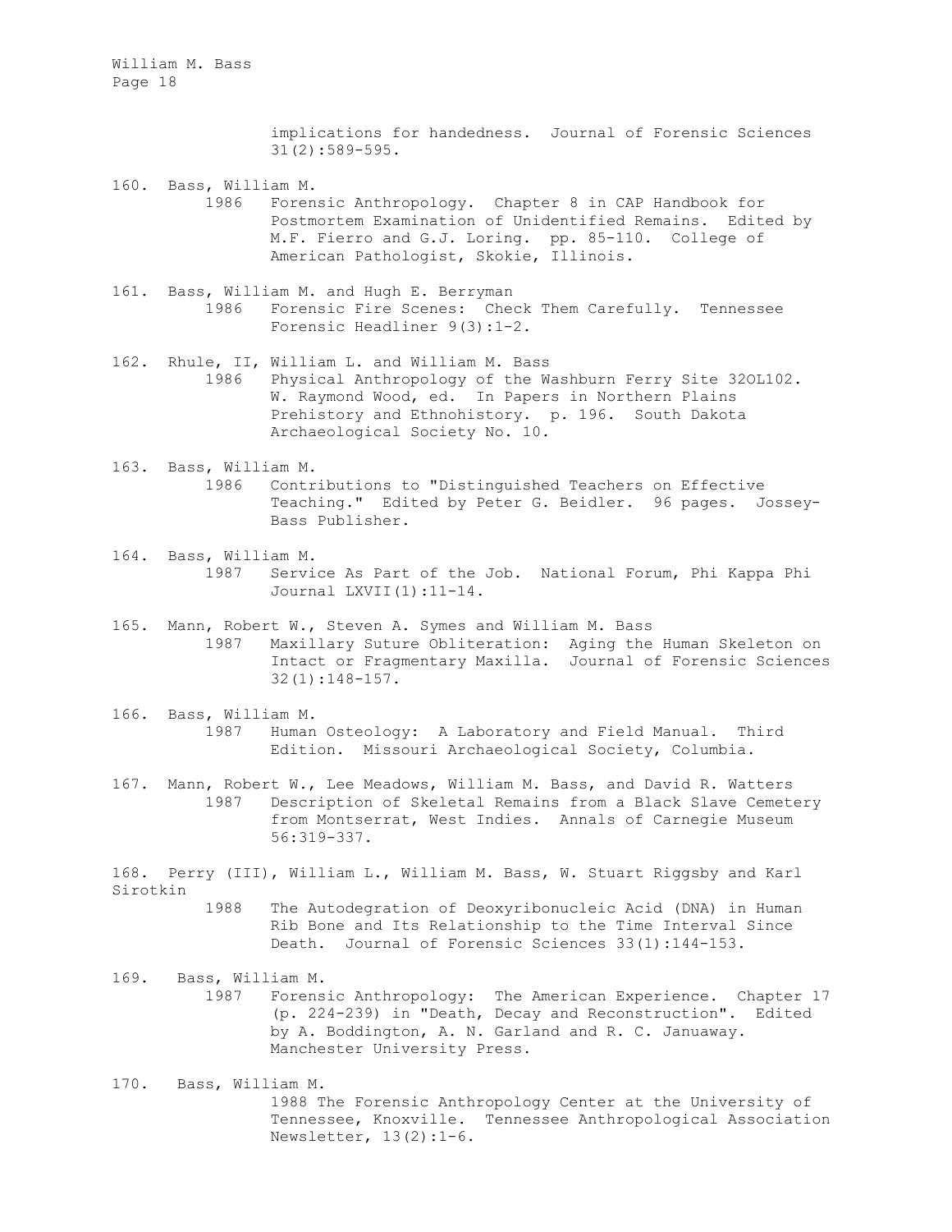implications for handedness. Journal of Forensic Sciences 31(2):589-595.

160. Bass, William M.
 1986 Forensic Anthropology. Chapter 8 in CAP Handbook for Postmortem Examination of Unidentified Remains. Edited by M.F. Fierro and G.J. Loring. pp. 85-110. College of American Pathologist, Skokie, Illinois.

161. Bass, William M. and Hugh E. Berryman
 1986 Forensic Fire Scenes: Check Them Carefully. Tennessee Forensic Headliner 9(3):1-2.

162. Rhule, II, William L. and William M. Bass
 1986 Physical Anthropology of the Washburn Ferry Site 32OL102. W. Raymond Wood, ed. In Papers in Northern Plains Prehistory and Ethnohistory. p. 196. South Dakota Archaeological Society No. 10.

163. Bass, William M.
 1986 Contributions to "Distinguished Teachers on Effective Teaching." Edited by Peter G. Beidler. 96 pages. Jossey-Bass Publisher.

164. Bass, William M.
 1987 Service As Part of the Job. National Forum, Phi Kappa Phi Journal LXVII(1):11-14.

165. Mann, Robert W., Steven A. Symes and William M. Bass
 1987 Maxillary Suture Obliteration: Aging the Human Skeleton on Intact or Fragmentary Maxilla. Journal of Forensic Sciences 32(1):148-157.

166. Bass, William M.
 1987 Human Osteology: A Laboratory and Field Manual. Third Edition. Missouri Archaeological Society, Columbia.

167. Mann, Robert W., Lee Meadows, William M. Bass, and David R. Watters
 1987 Description of Skeletal Remains from a Black Slave Cemetery from Montserrat, West Indies. Annals of Carnegie Museum 56:319-337.

168. Perry (III), William L., William M. Bass, W. Stuart Riggsby and Karl Sirotkin
 1988 The Autodegration of Deoxyribonucleic Acid (DNA) in Human Rib Bone and Its Relationship to the Time Interval Since Death. Journal of Forensic Sciences 33(1):144-153.

169. Bass, William M.
 1987 Forensic Anthropology: The American Experience. Chapter 17 (p. 224-239) in "Death, Decay and Reconstruction". Edited by A. Boddington, A. N. Garland and R. C. Januaway. Manchester University Press.

170. Bass, William M.
 1988 The Forensic Anthropology Center at the University of Tennessee, Knoxville. Tennessee Anthropological Association Newsletter, 13(2):1-6.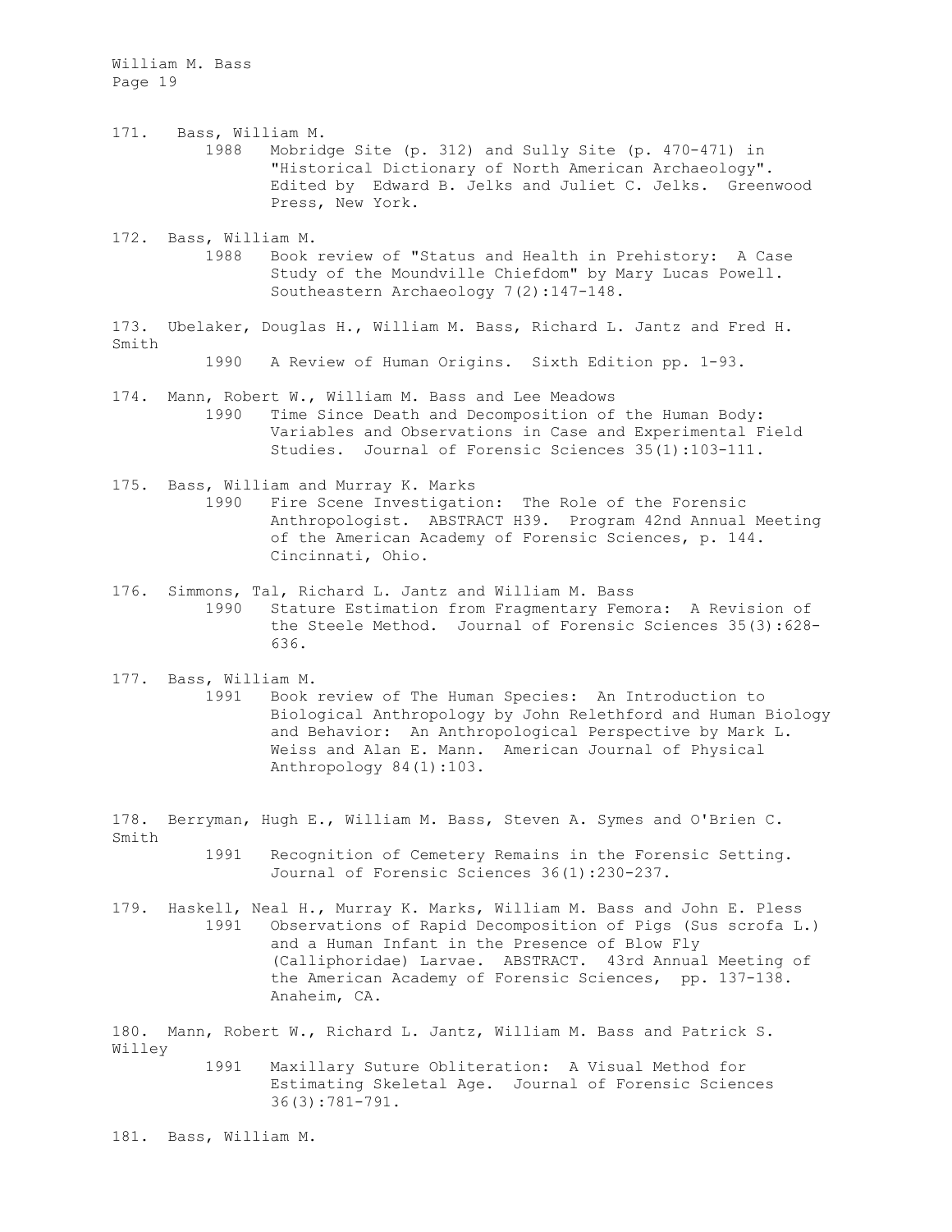171. Bass, William M.
   1988 Mobridge Site (p. 312) and Sully Site (p. 470-471) in "Historical Dictionary of North American Archaeology". Edited by Edward B. Jelks and Juliet C. Jelks. Greenwood Press, New York.

172. Bass, William M.
   1988 Book review of "Status and Health in Prehistory: A Case Study of the Moundville Chiefdom" by Mary Lucas Powell. Southeastern Archaeology 7(2):147-148.

173. Ubelaker, Douglas H., William M. Bass, Richard L. Jantz and Fred H. Smith
   1990 A Review of Human Origins. Sixth Edition pp. 1-93.

174. Mann, Robert W., William M. Bass and Lee Meadows
   1990 Time Since Death and Decomposition of the Human Body: Variables and Observations in Case and Experimental Field Studies. Journal of Forensic Sciences 35(1):103-111.

175. Bass, William and Murray K. Marks
   1990 Fire Scene Investigation: The Role of the Forensic Anthropologist. ABSTRACT H39. Program 42nd Annual Meeting of the American Academy of Forensic Sciences, p. 144. Cincinnati, Ohio.

176. Simmons, Tal, Richard L. Jantz and William M. Bass
   1990 Stature Estimation from Fragmentary Femora: A Revision of the Steele Method. Journal of Forensic Sciences 35(3):628-636.

177. Bass, William M.
   1991 Book review of The Human Species: An Introduction to Biological Anthropology by John Relethford and Human Biology and Behavior: An Anthropological Perspective by Mark L. Weiss and Alan E. Mann. American Journal of Physical Anthropology 84(1):103.

178. Berryman, Hugh E., William M. Bass, Steven A. Symes and O'Brien C. Smith
   1991 Recognition of Cemetery Remains in the Forensic Setting. Journal of Forensic Sciences 36(1):230-237.

179. Haskell, Neal H., Murray K. Marks, William M. Bass and John E. Pless
   1991 Observations of Rapid Decomposition of Pigs (Sus scrofa L.) and a Human Infant in the Presence of Blow Fly (Calliphoridae) Larvae. ABSTRACT. 43rd Annual Meeting of the American Academy of Forensic Sciences, pp. 137-138. Anaheim, CA.

180. Mann, Robert W., Richard L. Jantz, William M. Bass and Patrick S. Willey
   1991 Maxillary Suture Obliteration: A Visual Method for Estimating Skeletal Age. Journal of Forensic Sciences 36(3):781-791.

181. Bass, William M.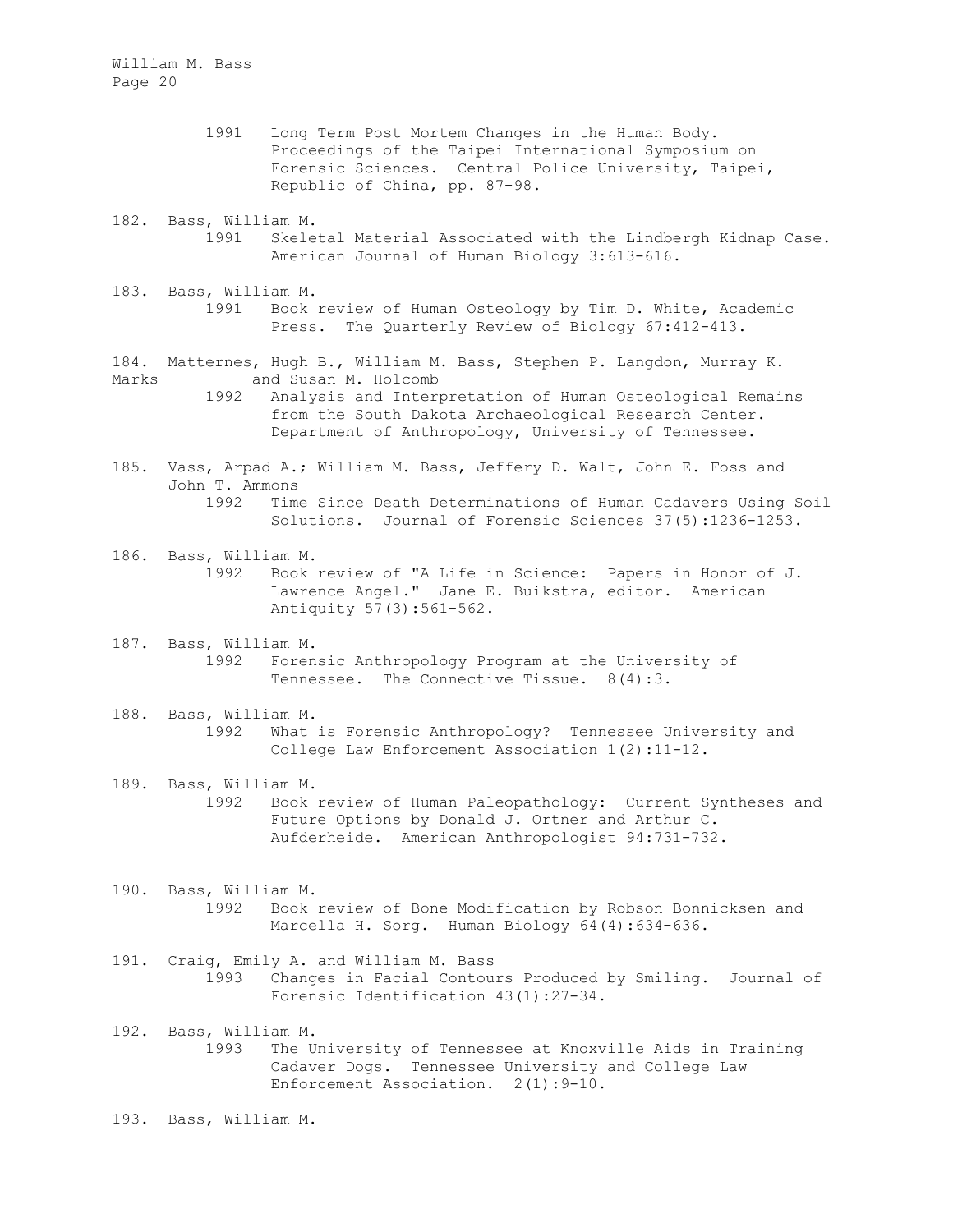1991 Long Term Post Mortem Changes in the Human Body. Proceedings of the Taipei International Symposium on Forensic Sciences. Central Police University, Taipei, Republic of China, pp. 87-98.

182. Bass, William M.
     1991 Skeletal Material Associated with the Lindbergh Kidnap Case. American Journal of Human Biology 3:613-616.

183. Bass, William M.
     1991 Book review of Human Osteology by Tim D. White, Academic Press. The Quarterly Review of Biology 67:412-413.

184. Matternes, Hugh B., William M. Bass, Stephen P. Langdon, Murray K. Marks and Susan M. Holcomb
     1992 Analysis and Interpretation of Human Osteological Remains from the South Dakota Archaeological Research Center. Department of Anthropology, University of Tennessee.

185. Vass, Arpad A.; William M. Bass, Jeffery D. Walt, John E. Foss and John T. Ammons
     1992 Time Since Death Determinations of Human Cadavers Using Soil Solutions. Journal of Forensic Sciences 37(5):1236-1253.

186. Bass, William M.
     1992 Book review of "A Life in Science: Papers in Honor of J. Lawrence Angel." Jane E. Buikstra, editor. American Antiquity 57(3):561-562.

187. Bass, William M.
     1992 Forensic Anthropology Program at the University of Tennessee. The Connective Tissue. 8(4):3.

188. Bass, William M.
     1992 What is Forensic Anthropology? Tennessee University and College Law Enforcement Association 1(2):11-12.

189. Bass, William M.
     1992 Book review of Human Paleopathology: Current Syntheses and Future Options by Donald J. Ortner and Arthur C. Aufderheide. American Anthropologist 94:731-732.

190. Bass, William M.
     1992 Book review of Bone Modification by Robson Bonnicksen and Marcella H. Sorg. Human Biology 64(4):634-636.

191. Craig, Emily A. and William M. Bass
     1993 Changes in Facial Contours Produced by Smiling. Journal of Forensic Identification 43(1):27-34.

192. Bass, William M.
     1993 The University of Tennessee at Knoxville Aids in Training Cadaver Dogs. Tennessee University and College Law Enforcement Association. 2(1):9-10.

193. Bass, William M.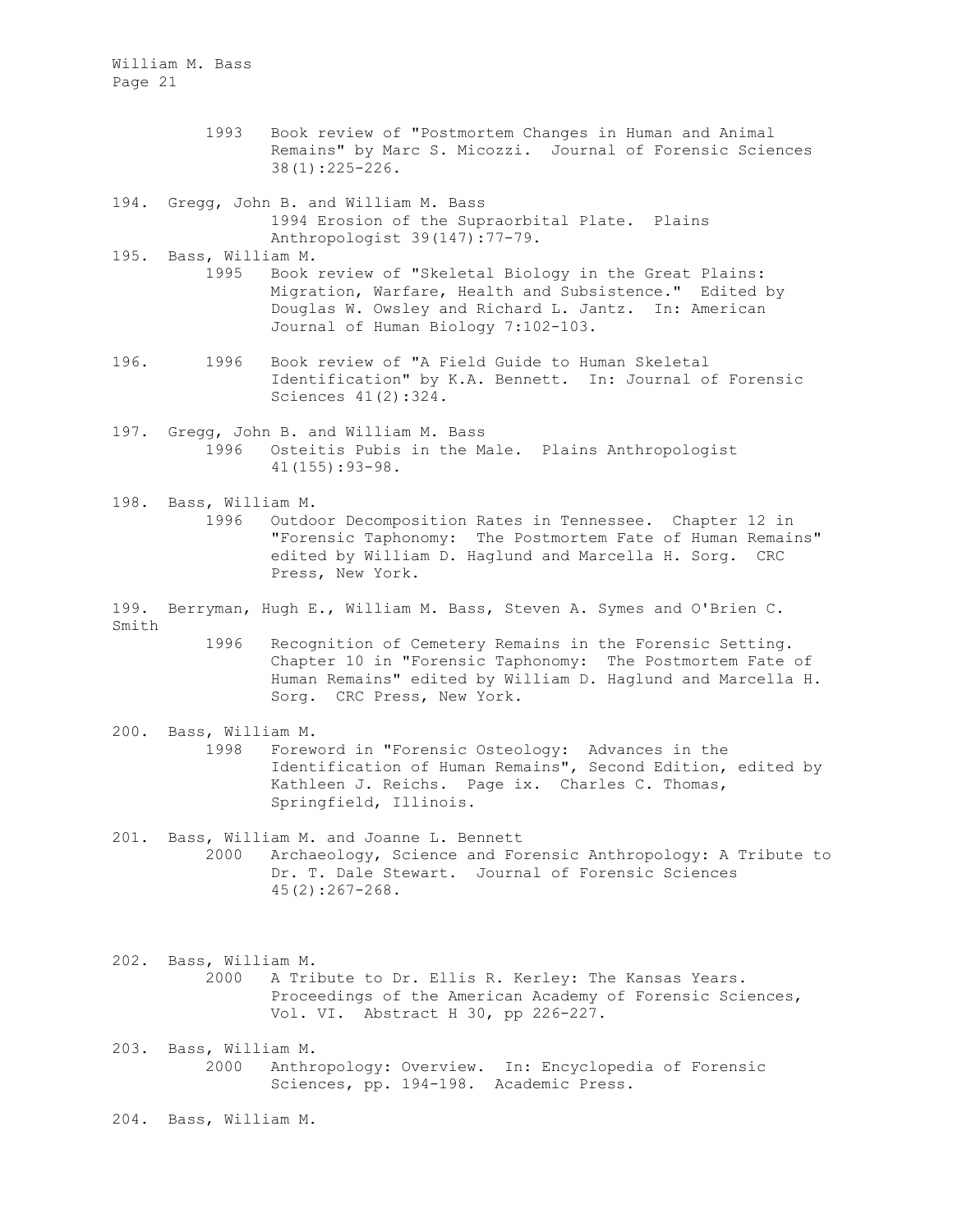1993 Book review of "Postmortem Changes in Human and Animal Remains" by Marc S. Micozzi. Journal of Forensic Sciences 38(1):225-226.

194. Gregg, John B. and William M. Bass
1994 Erosion of the Supraorbital Plate. Plains Anthropologist 39(147):77-79.

195. Bass, William M.
1995 Book review of "Skeletal Biology in the Great Plains: Migration, Warfare, Health and Subsistence." Edited by Douglas W. Owsley and Richard L. Jantz. In: American Journal of Human Biology 7:102-103.

196. 1996 Book review of "A Field Guide to Human Skeletal Identification" by K.A. Bennett. In: Journal of Forensic Sciences 41(2):324.

197. Gregg, John B. and William M. Bass
1996 Osteitis Pubis in the Male. Plains Anthropologist 41(155):93-98.

198. Bass, William M.
1996 Outdoor Decomposition Rates in Tennessee. Chapter 12 in "Forensic Taphonomy: The Postmortem Fate of Human Remains" edited by William D. Haglund and Marcella H. Sorg. CRC Press, New York.

199. Berryman, Hugh E., William M. Bass, Steven A. Symes and O'Brien C. Smith
1996 Recognition of Cemetery Remains in the Forensic Setting. Chapter 10 in "Forensic Taphonomy: The Postmortem Fate of Human Remains" edited by William D. Haglund and Marcella H. Sorg. CRC Press, New York.

200. Bass, William M.
1998 Foreword in "Forensic Osteology: Advances in the Identification of Human Remains", Second Edition, edited by Kathleen J. Reichs. Page ix. Charles C. Thomas, Springfield, Illinois.

201. Bass, William M. and Joanne L. Bennett
2000 Archaeology, Science and Forensic Anthropology: A Tribute to Dr. T. Dale Stewart. Journal of Forensic Sciences 45(2):267-268.

202. Bass, William M.
2000 A Tribute to Dr. Ellis R. Kerley: The Kansas Years. Proceedings of the American Academy of Forensic Sciences, Vol. VI. Abstract H 30, pp 226-227.

203. Bass, William M.
2000 Anthropology: Overview. In: Encyclopedia of Forensic Sciences, pp. 194-198. Academic Press.

204. Bass, William M.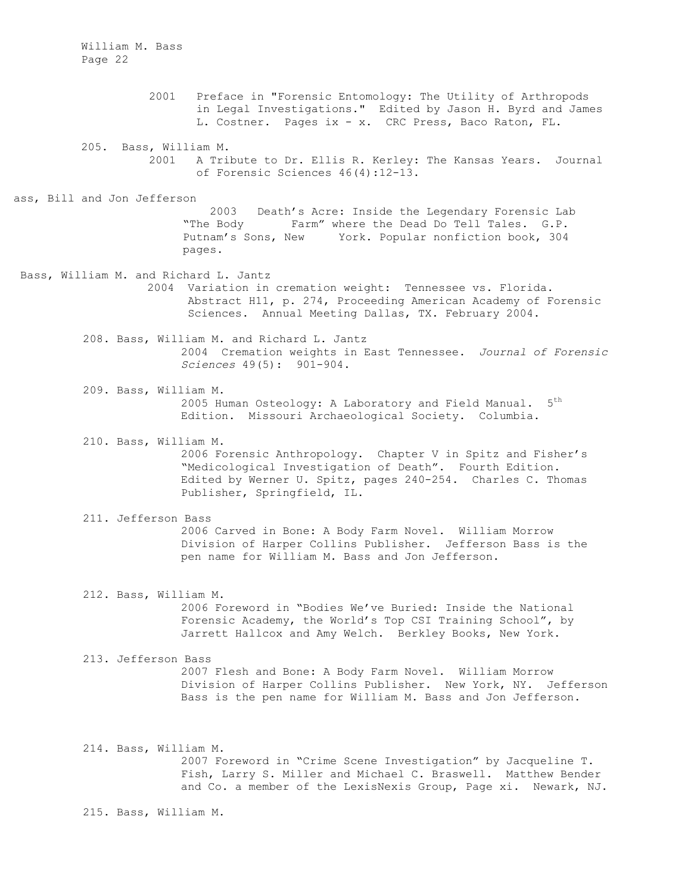2001 Preface in "Forensic Entomology: The Utility of Arthropods in Legal Investigations." Edited by Jason H. Byrd and James L. Costner. Pages ix - x. CRC Press, Baco Raton, FL.

205. Bass, William M.
2001 A Tribute to Dr. Ellis R. Kerley: The Kansas Years. Journal of Forensic Sciences 46(4):12-13.

ass, Bill and Jon Jefferson
2003 Death's Acre: Inside the Legendary Forensic Lab "The Body Farm" where the Dead Do Tell Tales. G.P. Putnam's Sons, New York. Popular nonfiction book, 304 pages.

Bass, William M. and Richard L. Jantz
2004 Variation in cremation weight: Tennessee vs. Florida. Abstract H11, p. 274, Proceeding American Academy of Forensic Sciences. Annual Meeting Dallas, TX. February 2004.

208. Bass, William M. and Richard L. Jantz
2004 Cremation weights in East Tennessee. *Journal of Forensic Sciences* 49(5): 901-904.

209. Bass, William M.
2005 Human Osteology: A Laboratory and Field Manual. 5th Edition. Missouri Archaeological Society. Columbia.

210. Bass, William M.
2006 Forensic Anthropology. Chapter V in Spitz and Fisher's "Medicological Investigation of Death". Fourth Edition. Edited by Werner U. Spitz, pages 240-254. Charles C. Thomas Publisher, Springfield, IL.

211. Jefferson Bass
2006 Carved in Bone: A Body Farm Novel. William Morrow Division of Harper Collins Publisher. Jefferson Bass is the pen name for William M. Bass and Jon Jefferson.

212. Bass, William M.
2006 Foreword in "Bodies We've Buried: Inside the National Forensic Academy, the World's Top CSI Training School", by Jarrett Hallcox and Amy Welch. Berkley Books, New York.

213. Jefferson Bass
2007 Flesh and Bone: A Body Farm Novel. William Morrow Division of Harper Collins Publisher. New York, NY. Jefferson Bass is the pen name for William M. Bass and Jon Jefferson.

214. Bass, William M.
2007 Foreword in "Crime Scene Investigation" by Jacqueline T. Fish, Larry S. Miller and Michael C. Braswell. Matthew Bender and Co. a member of the LexisNexis Group, Page xi. Newark, NJ.

215. Bass, William M.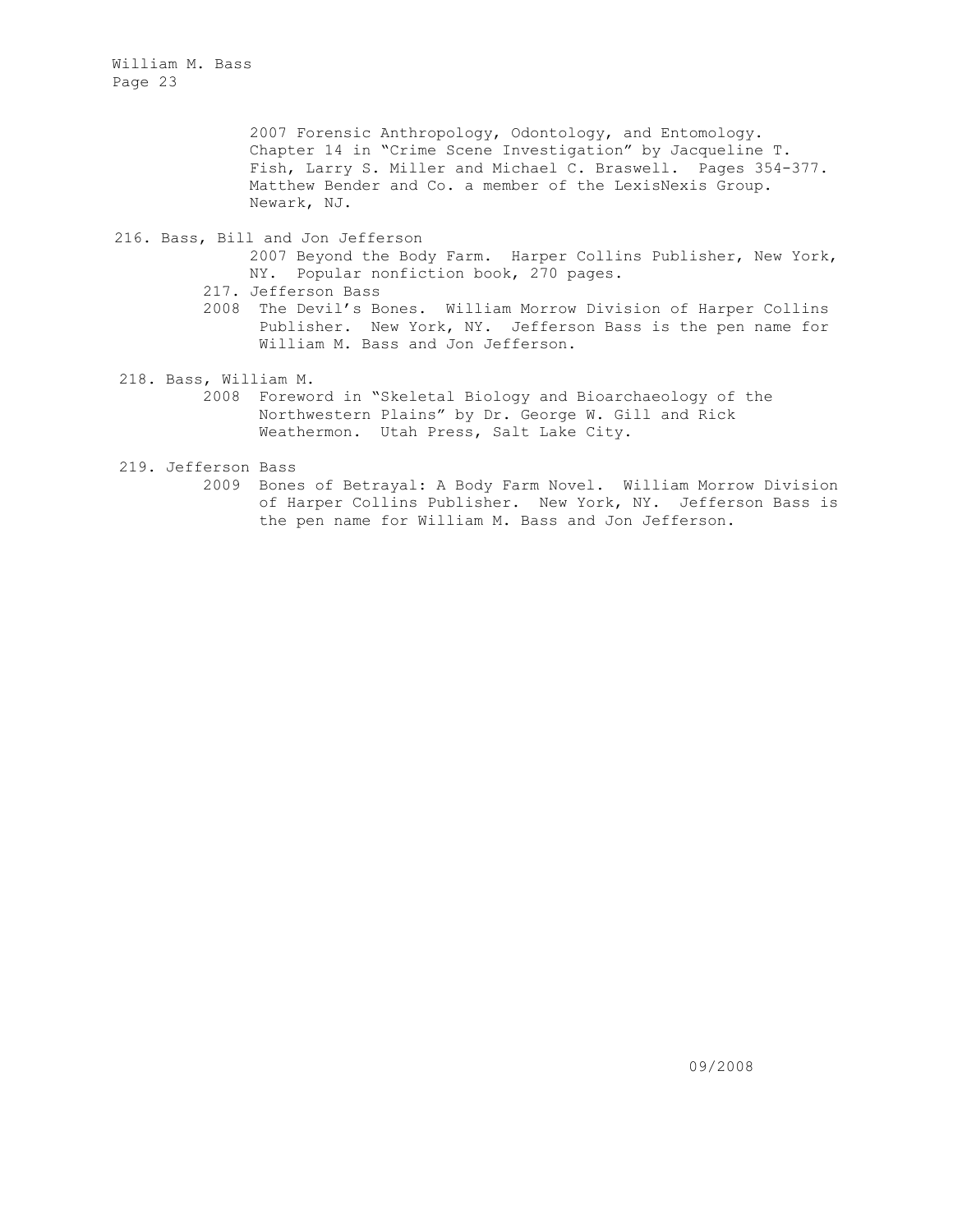2007 Forensic Anthropology, Odontology, and Entomology. Chapter 14 in "Crime Scene Investigation" by Jacqueline T. Fish, Larry S. Miller and Michael C. Braswell. Pages 354-377. Matthew Bender and Co. a member of the LexisNexis Group. Newark, NJ.

216. Bass, Bill and Jon Jefferson

2007 Beyond the Body Farm. Harper Collins Publisher, New York, NY. Popular nonfiction book, 270 pages.

217. Jefferson Bass

2008 The Devil's Bones. William Morrow Division of Harper Collins Publisher. New York, NY. Jefferson Bass is the pen name for William M. Bass and Jon Jefferson.

218. Bass, William M.

2008 Foreword in "Skeletal Biology and Bioarchaeology of the Northwestern Plains" by Dr. George W. Gill and Rick Weathermon. Utah Press, Salt Lake City.

219. Jefferson Bass

2009 Bones of Betrayal: A Body Farm Novel. William Morrow Division of Harper Collins Publisher. New York, NY. Jefferson Bass is the pen name for William M. Bass and Jon Jefferson.

09/2008